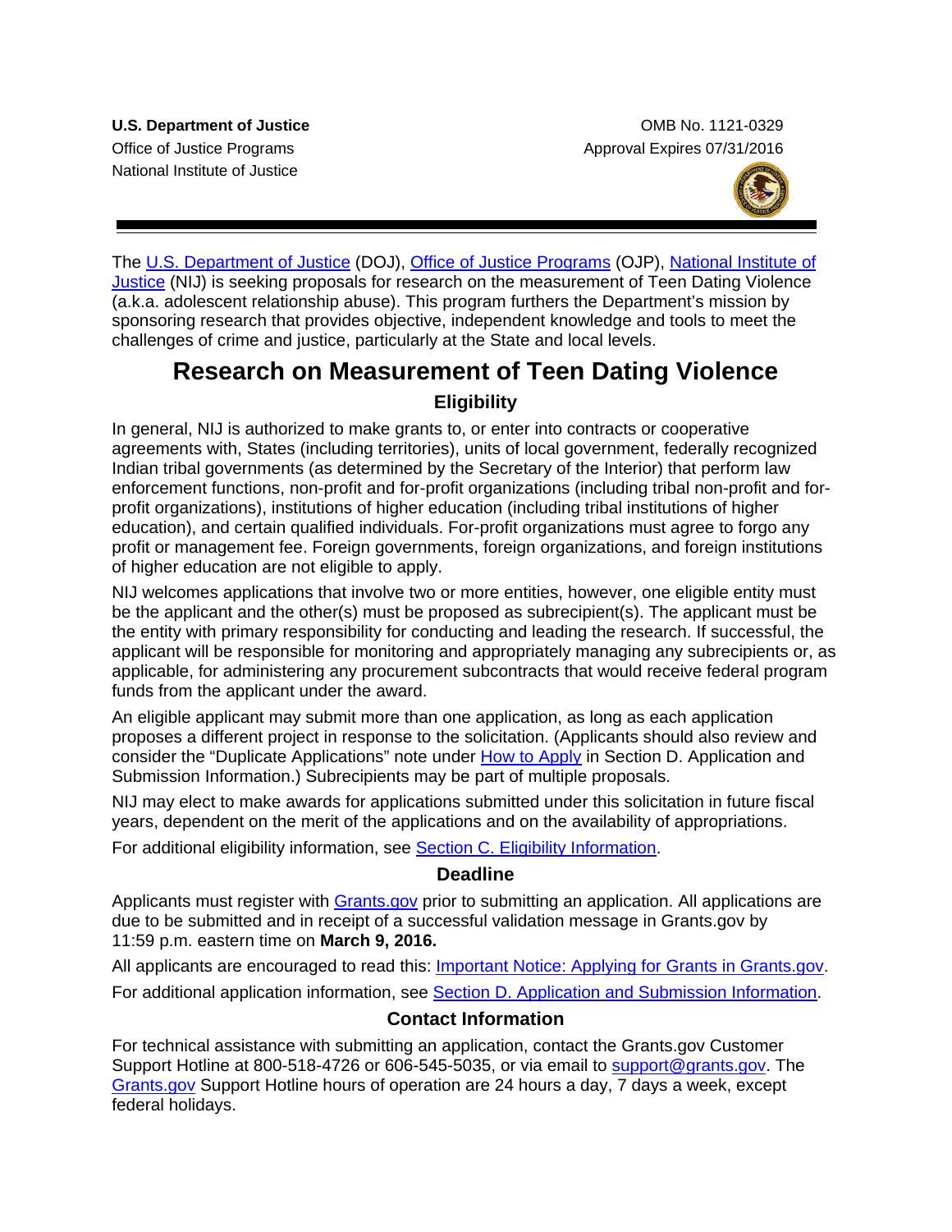**U.S. Department of Justice**
Office of Justice Programs
National Institute of Justice

OMB No. 1121-0329
Approval Expires 07/31/2016

The U.S. Department of Justice (DOJ), Office of Justice Programs (OJP), National Institute of Justice (NIJ) is seeking proposals for research on the measurement of Teen Dating Violence (a.k.a. adolescent relationship abuse). This program furthers the Department's mission by sponsoring research that provides objective, independent knowledge and tools to meet the challenges of crime and justice, particularly at the State and local levels.

# Research on Measurement of Teen Dating Violence

## Eligibility

In general, NIJ is authorized to make grants to, or enter into contracts or cooperative agreements with, States (including territories), units of local government, federally recognized Indian tribal governments (as determined by the Secretary of the Interior) that perform law enforcement functions, non-profit and for-profit organizations (including tribal non-profit and for-profit organizations), institutions of higher education (including tribal institutions of higher education), and certain qualified individuals. For-profit organizations must agree to forgo any profit or management fee. Foreign governments, foreign organizations, and foreign institutions of higher education are not eligible to apply.

NIJ welcomes applications that involve two or more entities, however, one eligible entity must be the applicant and the other(s) must be proposed as subrecipient(s). The applicant must be the entity with primary responsibility for conducting and leading the research. If successful, the applicant will be responsible for monitoring and appropriately managing any subrecipients or, as applicable, for administering any procurement subcontracts that would receive federal program funds from the applicant under the award.

An eligible applicant may submit more than one application, as long as each application proposes a different project in response to the solicitation. (Applicants should also review and consider the "Duplicate Applications" note under How to Apply in Section D. Application and Submission Information.) Subrecipients may be part of multiple proposals.

NIJ may elect to make awards for applications submitted under this solicitation in future fiscal years, dependent on the merit of the applications and on the availability of appropriations.

For additional eligibility information, see Section C. Eligibility Information.

## Deadline

Applicants must register with Grants.gov prior to submitting an application. All applications are due to be submitted and in receipt of a successful validation message in Grants.gov by 11:59 p.m. eastern time on **March 9, 2016.**

All applicants are encouraged to read this: Important Notice: Applying for Grants in Grants.gov.

For additional application information, see Section D. Application and Submission Information.

## Contact Information

For technical assistance with submitting an application, contact the Grants.gov Customer Support Hotline at 800-518-4726 or 606-545-5035, or via email to support@grants.gov. The Grants.gov Support Hotline hours of operation are 24 hours a day, 7 days a week, except federal holidays.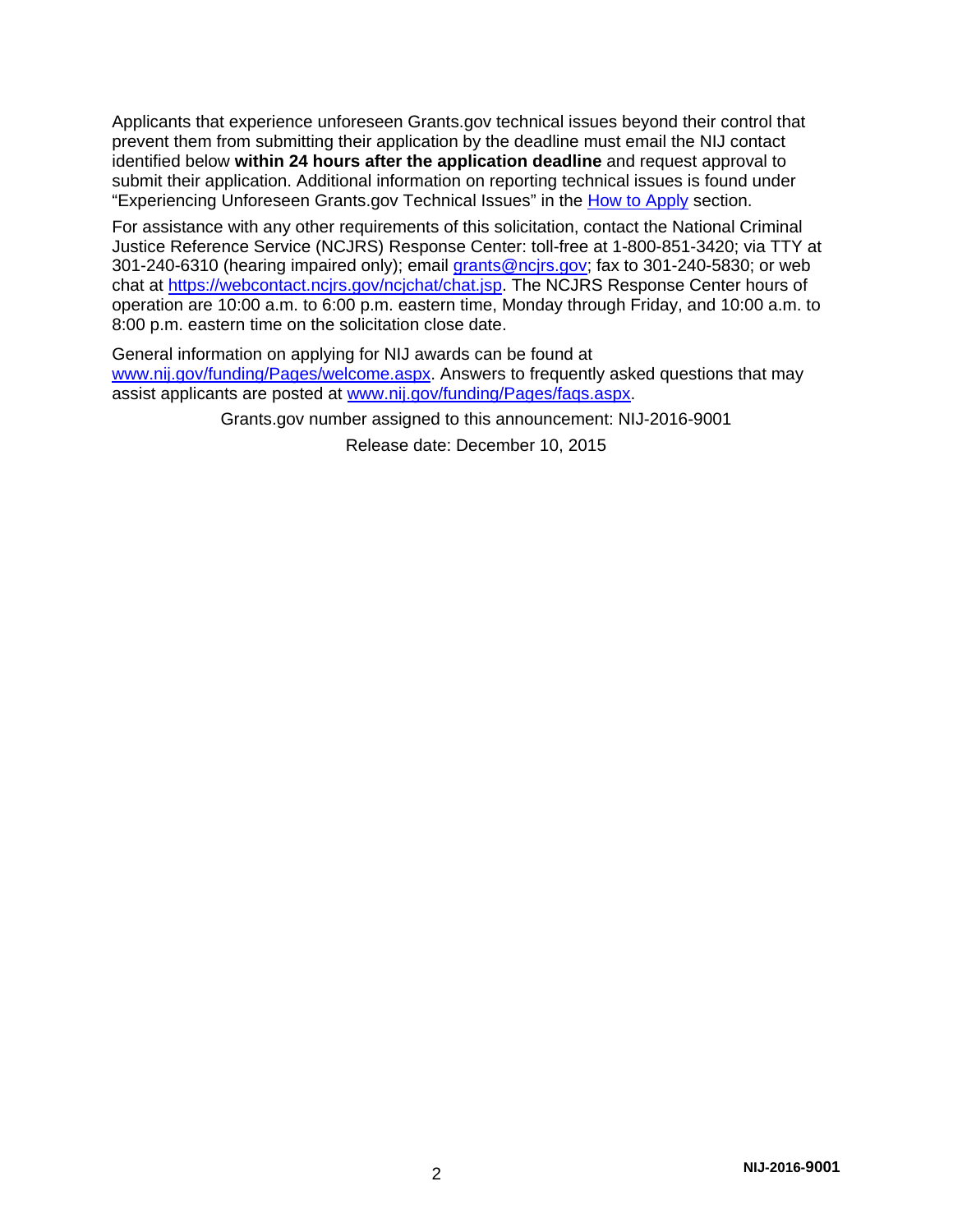Applicants that experience unforeseen Grants.gov technical issues beyond their control that prevent them from submitting their application by the deadline must email the NIJ contact identified below **within 24 hours after the application deadline** and request approval to submit their application. Additional information on reporting technical issues is found under "Experiencing Unforeseen Grants.gov Technical Issues" in the [How to Apply](#) section.

For assistance with any other requirements of this solicitation, contact the National Criminal Justice Reference Service (NCJRS) Response Center: toll-free at 1-800-851-3420; via TTY at 301-240-6310 (hearing impaired only); email [grants@ncjrs.gov](mailto:grants@ncjrs.gov); fax to 301-240-5830; or web chat at [https://webcontact.ncjrs.gov/ncjchat/chat.jsp](https://webcontact.ncjrs.gov/ncjchat/chat.jsp). The NCJRS Response Center hours of operation are 10:00 a.m. to 6:00 p.m. eastern time, Monday through Friday, and 10:00 a.m. to 8:00 p.m. eastern time on the solicitation close date.

General information on applying for NIJ awards can be found at [www.nij.gov/funding/Pages/welcome.aspx](http://www.nij.gov/funding/Pages/welcome.aspx). Answers to frequently asked questions that may assist applicants are posted at [www.nij.gov/funding/Pages/faqs.aspx](http://www.nij.gov/funding/Pages/faqs.aspx).

Grants.gov number assigned to this announcement: NIJ-2016-9001

Release date: December 10, 2015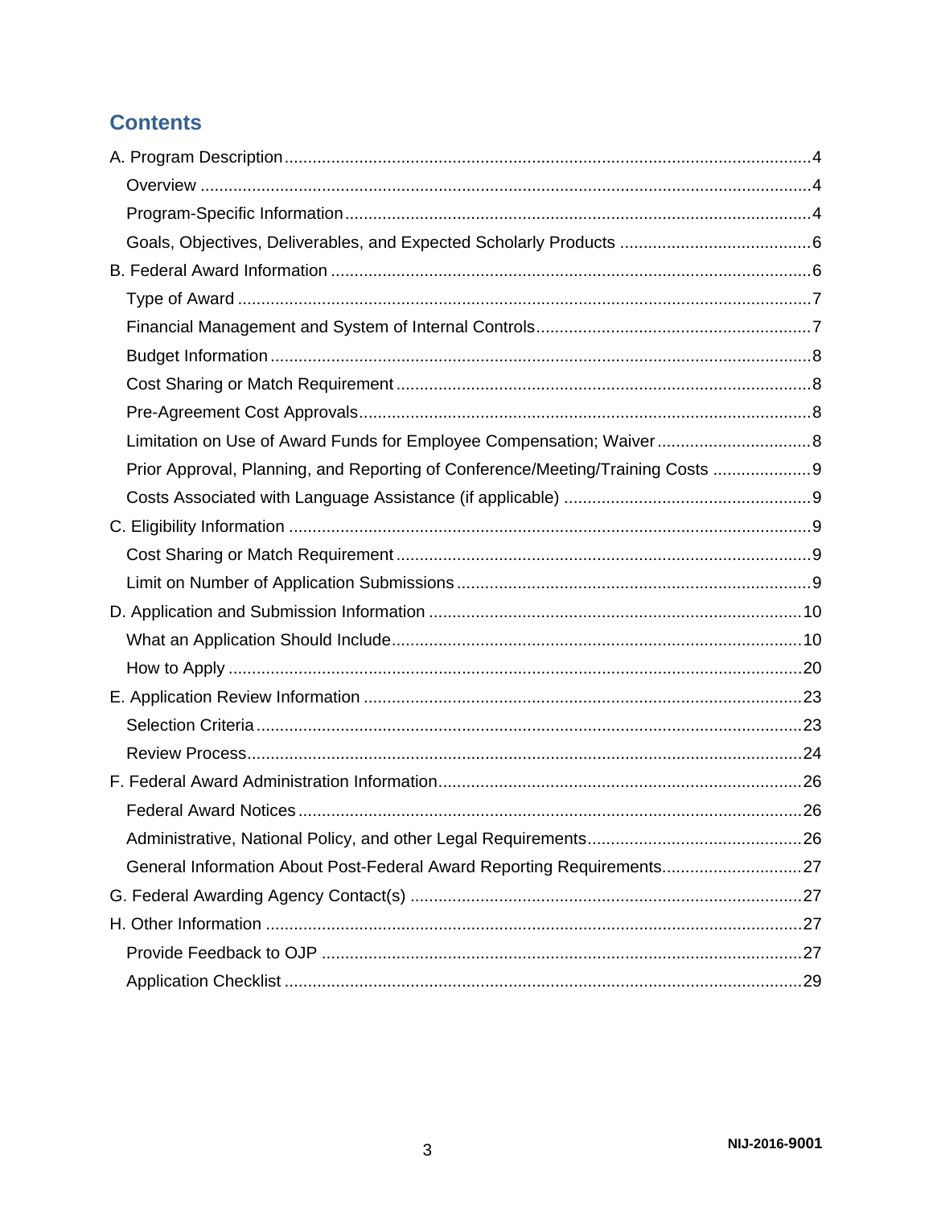## Contents

A. Program Description ....................................................................................................4
- Overview ....................................................................................................................4
- Program-Specific Information ...................................................................................4
- Goals, Objectives, Deliverables, and Expected Scholarly Products .........................6

B. Federal Award Information ..........................................................................................6
- Type of Award ...........................................................................................................7
- Financial Management and System of Internal Controls..........................................7
- Budget Information ....................................................................................................8
- Cost Sharing or Match Requirement .........................................................................8
- Pre-Agreement Cost Approvals.................................................................................8
- Limitation on Use of Award Funds for Employee Compensation; Waiver .................8
- Prior Approval, Planning, and Reporting of Conference/Meeting/Training Costs .....9
- Costs Associated with Language Assistance (if applicable) .....................................9

C. Eligibility Information ...................................................................................................9
- Cost Sharing or Match Requirement .........................................................................9
- Limit on Number of Application Submissions ............................................................9

D. Application and Submission Information ..................................................................10
- What an Application Should Include.......................................................................10
- How to Apply ...........................................................................................................20

E. Application Review Information ................................................................................23
- Selection Criteria .....................................................................................................23
- Review Process.......................................................................................................24

F. Federal Award Administration Information.................................................................26
- Federal Award Notices ............................................................................................26
- Administrative, National Policy, and other Legal Requirements..............................26
- General Information About Post-Federal Award Reporting Requirements..............27

G. Federal Awarding Agency Contact(s) .......................................................................27

H. Other Information ......................................................................................................27
- Provide Feedback to OJP .......................................................................................27
- Application Checklist ...............................................................................................29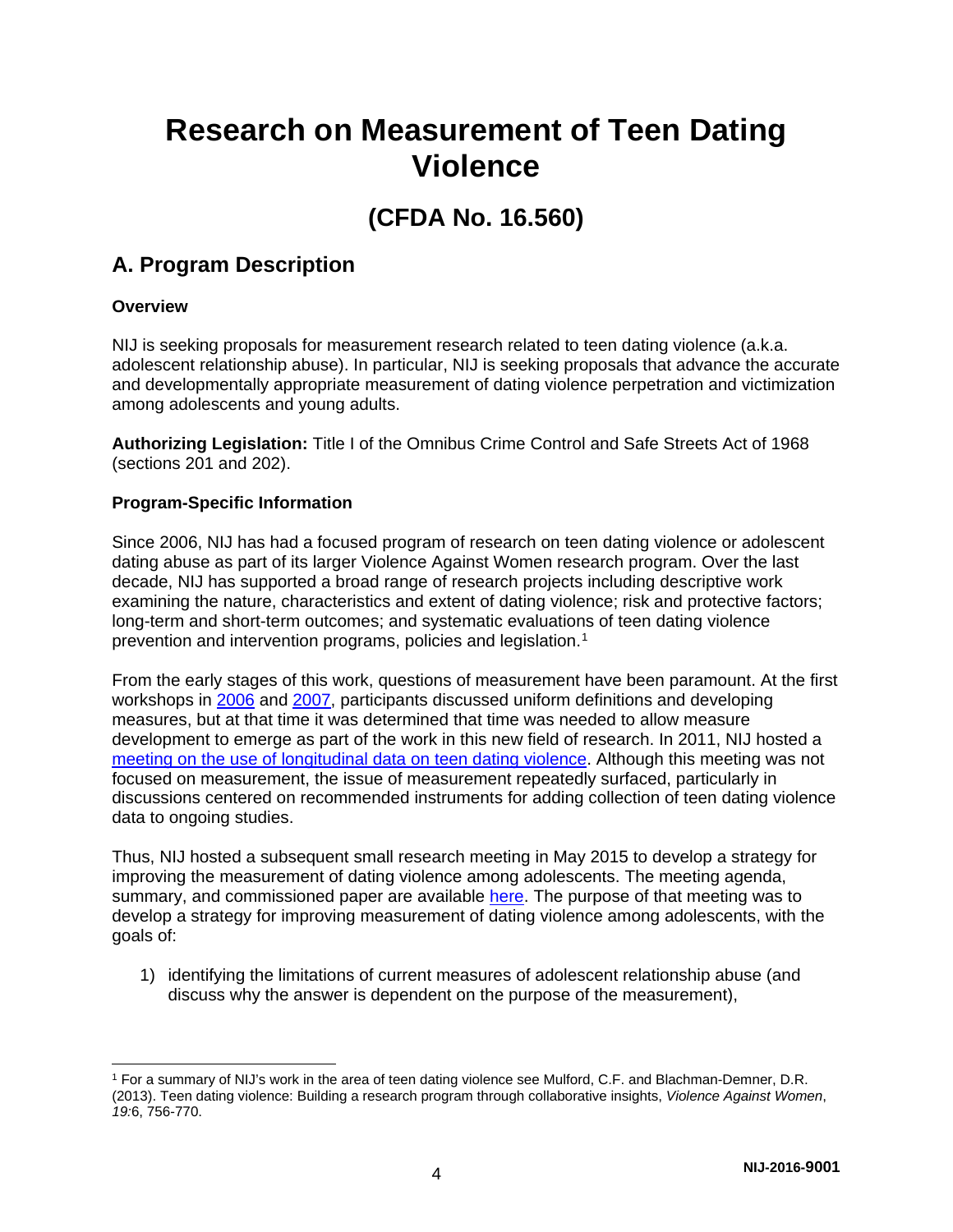# Research on Measurement of Teen Dating Violence

## (CFDA No. 16.560)

## A. Program Description

**Overview**

NIJ is seeking proposals for measurement research related to teen dating violence (a.k.a. adolescent relationship abuse). In particular, NIJ is seeking proposals that advance the accurate and developmentally appropriate measurement of dating violence perpetration and victimization among adolescents and young adults.

**Authorizing Legislation:** Title I of the Omnibus Crime Control and Safe Streets Act of 1968 (sections 201 and 202).

**Program-Specific Information**

Since 2006, NIJ has had a focused program of research on teen dating violence or adolescent dating abuse as part of its larger Violence Against Women research program. Over the last decade, NIJ has supported a broad range of research projects including descriptive work examining the nature, characteristics and extent of dating violence; risk and protective factors; long-term and short-term outcomes; and systematic evaluations of teen dating violence prevention and intervention programs, policies and legislation.[1]

From the early stages of this work, questions of measurement have been paramount. At the first workshops in 2006 and 2007, participants discussed uniform definitions and developing measures, but at that time it was determined that time was needed to allow measure development to emerge as part of the work in this new field of research. In 2011, NIJ hosted a meeting on the use of longitudinal data on teen dating violence. Although this meeting was not focused on measurement, the issue of measurement repeatedly surfaced, particularly in discussions centered on recommended instruments for adding collection of teen dating violence data to ongoing studies.

Thus, NIJ hosted a subsequent small research meeting in May 2015 to develop a strategy for improving the measurement of dating violence among adolescents. The meeting agenda, summary, and commissioned paper are available here. The purpose of that meeting was to develop a strategy for improving measurement of dating violence among adolescents, with the goals of:

1) identifying the limitations of current measures of adolescent relationship abuse (and discuss why the answer is dependent on the purpose of the measurement),

[1] For a summary of NIJ's work in the area of teen dating violence see Mulford, C.F. and Blachman-Demner, D.R. (2013). Teen dating violence: Building a research program through collaborative insights, *Violence Against Women*, *19*:6, 756-770.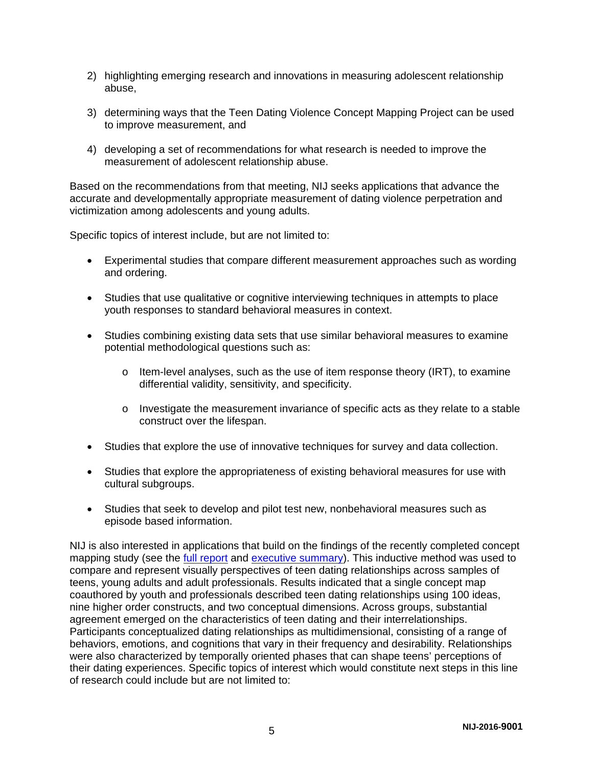2) highlighting emerging research and innovations in measuring adolescent relationship abuse,

3) determining ways that the Teen Dating Violence Concept Mapping Project can be used to improve measurement, and

4) developing a set of recommendations for what research is needed to improve the measurement of adolescent relationship abuse.

Based on the recommendations from that meeting, NIJ seeks applications that advance the accurate and developmentally appropriate measurement of dating violence perpetration and victimization among adolescents and young adults.

Specific topics of interest include, but are not limited to:

- Experimental studies that compare different measurement approaches such as wording and ordering.
- Studies that use qualitative or cognitive interviewing techniques in attempts to place youth responses to standard behavioral measures in context.
- Studies combining existing data sets that use similar behavioral measures to examine potential methodological questions such as:
    - Item-level analyses, such as the use of item response theory (IRT), to examine differential validity, sensitivity, and specificity.
    - Investigate the measurement invariance of specific acts as they relate to a stable construct over the lifespan.
- Studies that explore the use of innovative techniques for survey and data collection.
- Studies that explore the appropriateness of existing behavioral measures for use with cultural subgroups.
- Studies that seek to develop and pilot test new, nonbehavioral measures such as episode based information.

NIJ is also interested in applications that build on the findings of the recently completed concept mapping study (see the full report and executive summary). This inductive method was used to compare and represent visually perspectives of teen dating relationships across samples of teens, young adults and adult professionals. Results indicated that a single concept map coauthored by youth and professionals described teen dating relationships using 100 ideas, nine higher order constructs, and two conceptual dimensions. Across groups, substantial agreement emerged on the characteristics of teen dating and their interrelationships. Participants conceptualized dating relationships as multidimensional, consisting of a range of behaviors, emotions, and cognitions that vary in their frequency and desirability. Relationships were also characterized by temporally oriented phases that can shape teens' perceptions of their dating experiences. Specific topics of interest which would constitute next steps in this line of research could include but are not limited to: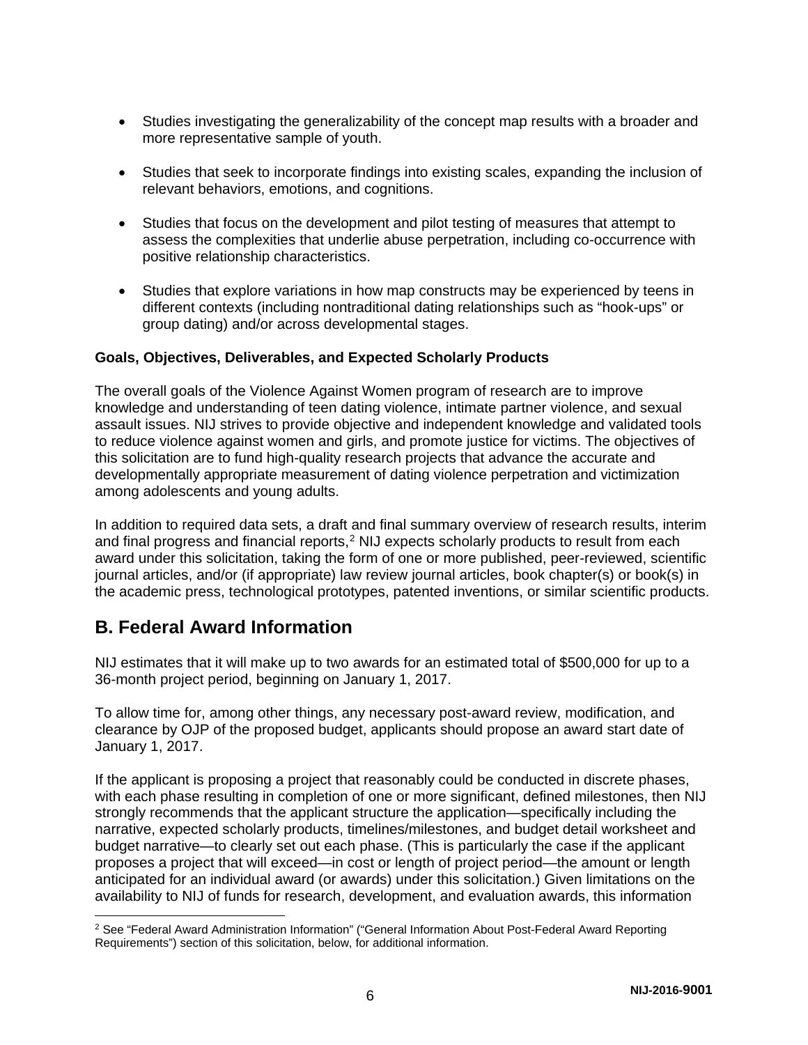- Studies investigating the generalizability of the concept map results with a broader and more representative sample of youth.
- Studies that seek to incorporate findings into existing scales, expanding the inclusion of relevant behaviors, emotions, and cognitions.
- Studies that focus on the development and pilot testing of measures that attempt to assess the complexities that underlie abuse perpetration, including co-occurrence with positive relationship characteristics.
- Studies that explore variations in how map constructs may be experienced by teens in different contexts (including nontraditional dating relationships such as "hook-ups" or group dating) and/or across developmental stages.

**Goals, Objectives, Deliverables, and Expected Scholarly Products**

The overall goals of the Violence Against Women program of research are to improve knowledge and understanding of teen dating violence, intimate partner violence, and sexual assault issues. NIJ strives to provide objective and independent knowledge and validated tools to reduce violence against women and girls, and promote justice for victims. The objectives of this solicitation are to fund high-quality research projects that advance the accurate and developmentally appropriate measurement of dating violence perpetration and victimization among adolescents and young adults.

In addition to required data sets, a draft and final summary overview of research results, interim and final progress and financial reports,[2] NIJ expects scholarly products to result from each award under this solicitation, taking the form of one or more published, peer-reviewed, scientific journal articles, and/or (if appropriate) law review journal articles, book chapter(s) or book(s) in the academic press, technological prototypes, patented inventions, or similar scientific products.

## B. Federal Award Information

NIJ estimates that it will make up to two awards for an estimated total of $500,000 for up to a 36-month project period, beginning on January 1, 2017.

To allow time for, among other things, any necessary post-award review, modification, and clearance by OJP of the proposed budget, applicants should propose an award start date of January 1, 2017.

If the applicant is proposing a project that reasonably could be conducted in discrete phases, with each phase resulting in completion of one or more significant, defined milestones, then NIJ strongly recommends that the applicant structure the application—specifically including the narrative, expected scholarly products, timelines/milestones, and budget detail worksheet and budget narrative—to clearly set out each phase. (This is particularly the case if the applicant proposes a project that will exceed—in cost or length of project period—the amount or length anticipated for an individual award (or awards) under this solicitation.) Given limitations on the availability to NIJ of funds for research, development, and evaluation awards, this information

[2] See "Federal Award Administration Information" ("General Information About Post-Federal Award Reporting Requirements") section of this solicitation, below, for additional information.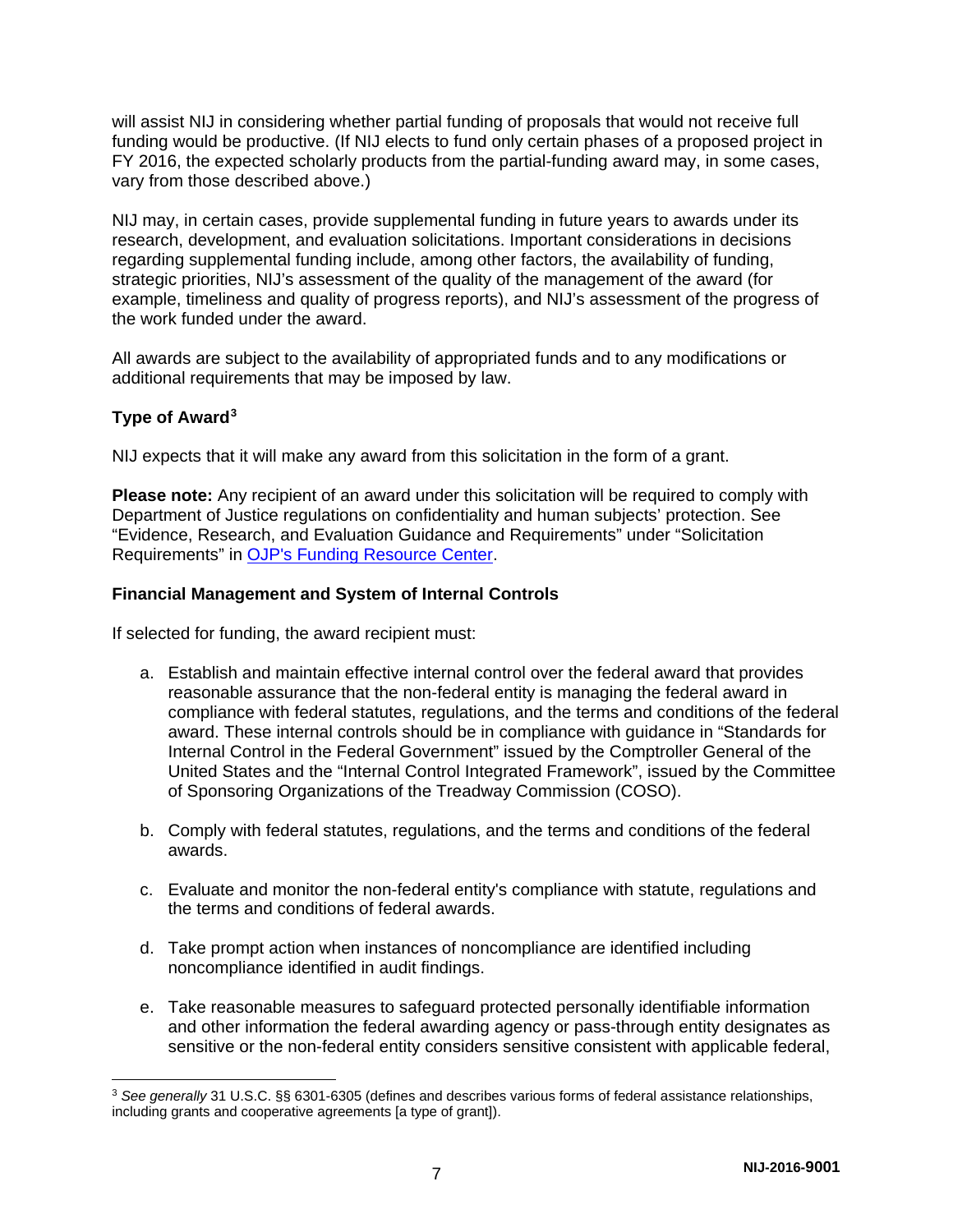will assist NIJ in considering whether partial funding of proposals that would not receive full funding would be productive. (If NIJ elects to fund only certain phases of a proposed project in FY 2016, the expected scholarly products from the partial-funding award may, in some cases, vary from those described above.)

NIJ may, in certain cases, provide supplemental funding in future years to awards under its research, development, and evaluation solicitations. Important considerations in decisions regarding supplemental funding include, among other factors, the availability of funding, strategic priorities, NIJ's assessment of the quality of the management of the award (for example, timeliness and quality of progress reports), and NIJ's assessment of the progress of the work funded under the award.

All awards are subject to the availability of appropriated funds and to any modifications or additional requirements that may be imposed by law.

### Type of Award[3]

NIJ expects that it will make any award from this solicitation in the form of a grant.

**Please note:** Any recipient of an award under this solicitation will be required to comply with Department of Justice regulations on confidentiality and human subjects' protection. See "Evidence, Research, and Evaluation Guidance and Requirements" under "Solicitation Requirements" in OJP's Funding Resource Center.

### Financial Management and System of Internal Controls

If selected for funding, the award recipient must:

a. Establish and maintain effective internal control over the federal award that provides reasonable assurance that the non-federal entity is managing the federal award in compliance with federal statutes, regulations, and the terms and conditions of the federal award. These internal controls should be in compliance with guidance in "Standards for Internal Control in the Federal Government" issued by the Comptroller General of the United States and the "Internal Control Integrated Framework", issued by the Committee of Sponsoring Organizations of the Treadway Commission (COSO).

b. Comply with federal statutes, regulations, and the terms and conditions of the federal awards.

c. Evaluate and monitor the non-federal entity's compliance with statute, regulations and the terms and conditions of federal awards.

d. Take prompt action when instances of noncompliance are identified including noncompliance identified in audit findings.

e. Take reasonable measures to safeguard protected personally identifiable information and other information the federal awarding agency or pass-through entity designates as sensitive or the non-federal entity considers sensitive consistent with applicable federal,

---

[3] *See generally* 31 U.S.C. §§ 6301-6305 (defines and describes various forms of federal assistance relationships, including grants and cooperative agreements [a type of grant]).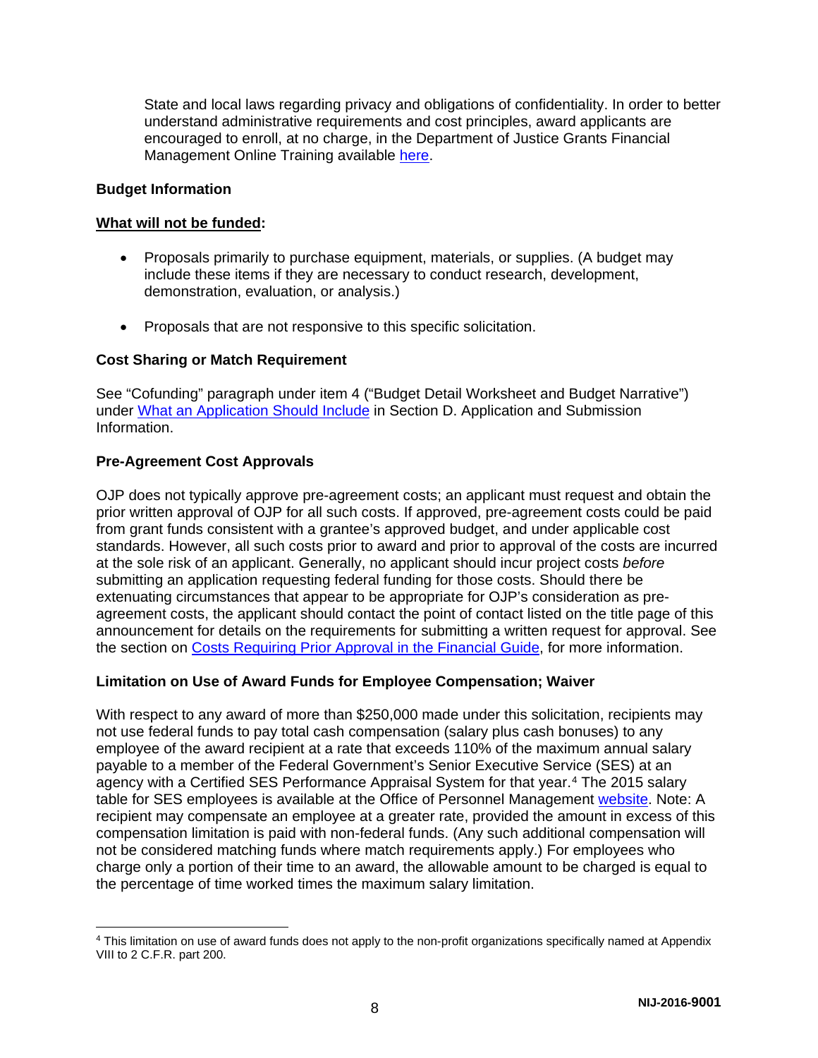State and local laws regarding privacy and obligations of confidentiality. In order to better understand administrative requirements and cost principles, award applicants are encouraged to enroll, at no charge, in the Department of Justice Grants Financial Management Online Training available here.

**Budget Information**

**What will not be funded:**

- Proposals primarily to purchase equipment, materials, or supplies. (A budget may include these items if they are necessary to conduct research, development, demonstration, evaluation, or analysis.)
- Proposals that are not responsive to this specific solicitation.

**Cost Sharing or Match Requirement**

See "Cofunding" paragraph under item 4 ("Budget Detail Worksheet and Budget Narrative") under What an Application Should Include in Section D. Application and Submission Information.

**Pre-Agreement Cost Approvals**

OJP does not typically approve pre-agreement costs; an applicant must request and obtain the prior written approval of OJP for all such costs. If approved, pre-agreement costs could be paid from grant funds consistent with a grantee's approved budget, and under applicable cost standards. However, all such costs prior to award and prior to approval of the costs are incurred at the sole risk of an applicant. Generally, no applicant should incur project costs *before* submitting an application requesting federal funding for those costs. Should there be extenuating circumstances that appear to be appropriate for OJP's consideration as pre-agreement costs, the applicant should contact the point of contact listed on the title page of this announcement for details on the requirements for submitting a written request for approval. See the section on Costs Requiring Prior Approval in the Financial Guide, for more information.

**Limitation on Use of Award Funds for Employee Compensation; Waiver**

With respect to any award of more than $250,000 made under this solicitation, recipients may not use federal funds to pay total cash compensation (salary plus cash bonuses) to any employee of the award recipient at a rate that exceeds 110% of the maximum annual salary payable to a member of the Federal Government's Senior Executive Service (SES) at an agency with a Certified SES Performance Appraisal System for that year.[4] The 2015 salary table for SES employees is available at the Office of Personnel Management website. Note: A recipient may compensate an employee at a greater rate, provided the amount in excess of this compensation limitation is paid with non-federal funds. (Any such additional compensation will not be considered matching funds where match requirements apply.) For employees who charge only a portion of their time to an award, the allowable amount to be charged is equal to the percentage of time worked times the maximum salary limitation.

[4] This limitation on use of award funds does not apply to the non-profit organizations specifically named at Appendix VIII to 2 C.F.R. part 200.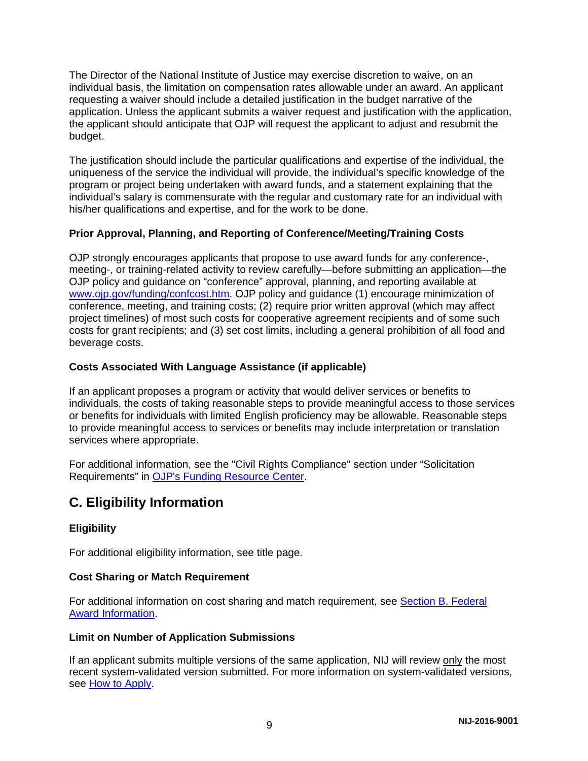The Director of the National Institute of Justice may exercise discretion to waive, on an individual basis, the limitation on compensation rates allowable under an award. An applicant requesting a waiver should include a detailed justification in the budget narrative of the application. Unless the applicant submits a waiver request and justification with the application, the applicant should anticipate that OJP will request the applicant to adjust and resubmit the budget.

The justification should include the particular qualifications and expertise of the individual, the uniqueness of the service the individual will provide, the individual's specific knowledge of the program or project being undertaken with award funds, and a statement explaining that the individual's salary is commensurate with the regular and customary rate for an individual with his/her qualifications and expertise, and for the work to be done.

**Prior Approval, Planning, and Reporting of Conference/Meeting/Training Costs**

OJP strongly encourages applicants that propose to use award funds for any conference-, meeting-, or training-related activity to review carefully—before submitting an application—the OJP policy and guidance on "conference" approval, planning, and reporting available at [www.ojp.gov/funding/confcost.htm](www.ojp.gov/funding/confcost.htm). OJP policy and guidance (1) encourage minimization of conference, meeting, and training costs; (2) require prior written approval (which may affect project timelines) of most such costs for cooperative agreement recipients and of some such costs for grant recipients; and (3) set cost limits, including a general prohibition of all food and beverage costs.

**Costs Associated With Language Assistance (if applicable)**

If an applicant proposes a program or activity that would deliver services or benefits to individuals, the costs of taking reasonable steps to provide meaningful access to those services or benefits for individuals with limited English proficiency may be allowable. Reasonable steps to provide meaningful access to services or benefits may include interpretation or translation services where appropriate.

For additional information, see the "Civil Rights Compliance" section under "Solicitation Requirements" in OJP's Funding Resource Center.

## C. Eligibility Information

**Eligibility**

For additional eligibility information, see title page.

**Cost Sharing or Match Requirement**

For additional information on cost sharing and match requirement, see Section B. Federal Award Information.

**Limit on Number of Application Submissions**

If an applicant submits multiple versions of the same application, NIJ will review only the most recent system-validated version submitted. For more information on system-validated versions, see How to Apply.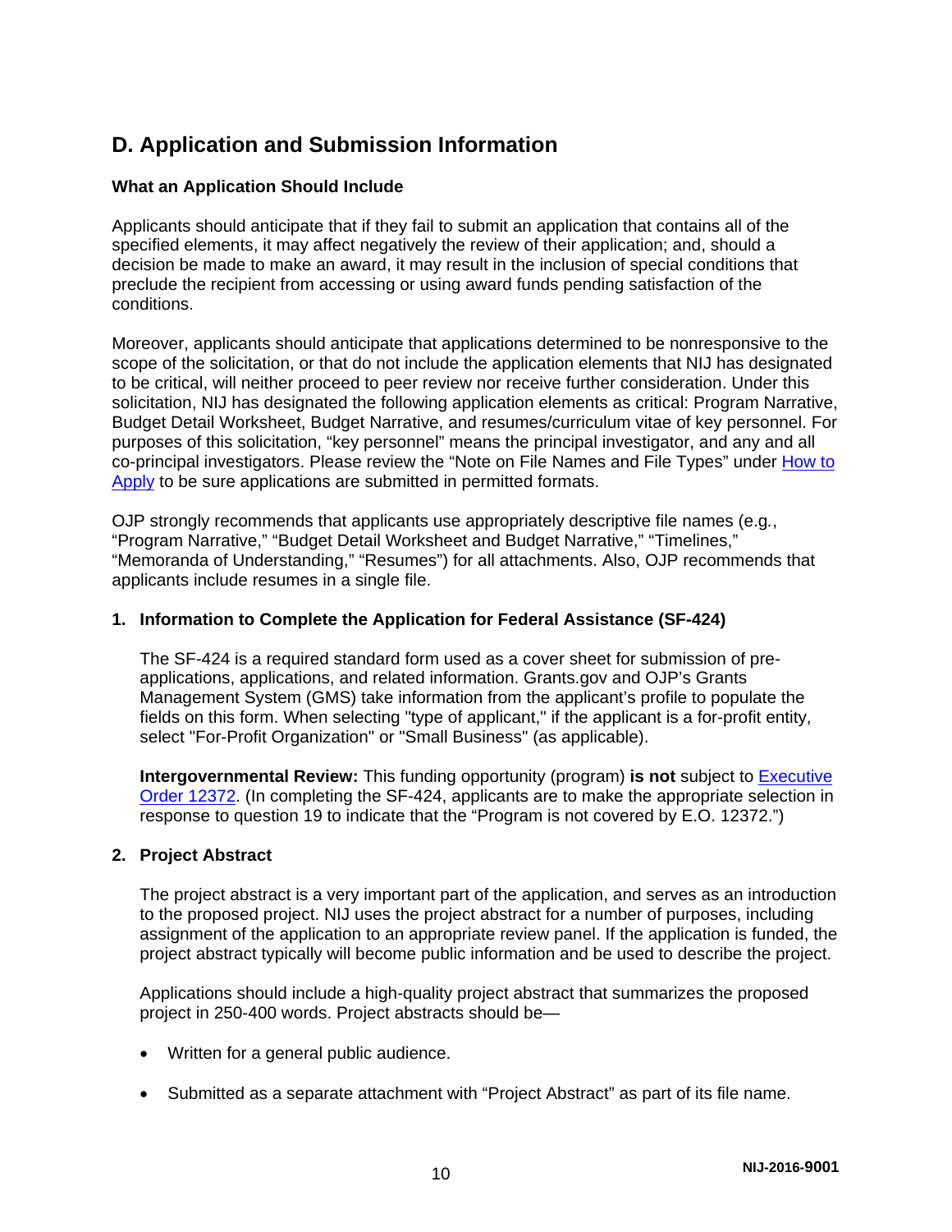## D. Application and Submission Information

### What an Application Should Include

Applicants should anticipate that if they fail to submit an application that contains all of the specified elements, it may affect negatively the review of their application; and, should a decision be made to make an award, it may result in the inclusion of special conditions that preclude the recipient from accessing or using award funds pending satisfaction of the conditions.

Moreover, applicants should anticipate that applications determined to be nonresponsive to the scope of the solicitation, or that do not include the application elements that NIJ has designated to be critical, will neither proceed to peer review nor receive further consideration. Under this solicitation, NIJ has designated the following application elements as critical: Program Narrative, Budget Detail Worksheet, Budget Narrative, and resumes/curriculum vitae of key personnel. For purposes of this solicitation, "key personnel" means the principal investigator, and any and all co-principal investigators. Please review the "Note on File Names and File Types" under How to Apply to be sure applications are submitted in permitted formats.

OJP strongly recommends that applicants use appropriately descriptive file names (e.g., "Program Narrative," "Budget Detail Worksheet and Budget Narrative," "Timelines," "Memoranda of Understanding," "Resumes") for all attachments. Also, OJP recommends that applicants include resumes in a single file.

#### 1. Information to Complete the Application for Federal Assistance (SF-424)

The SF-424 is a required standard form used as a cover sheet for submission of pre-applications, applications, and related information. Grants.gov and OJP's Grants Management System (GMS) take information from the applicant's profile to populate the fields on this form. When selecting "type of applicant," if the applicant is a for-profit entity, select "For-Profit Organization" or "Small Business" (as applicable).

**Intergovernmental Review:** This funding opportunity (program) **is not** subject to Executive Order 12372. (In completing the SF-424, applicants are to make the appropriate selection in response to question 19 to indicate that the "Program is not covered by E.O. 12372.")

#### 2. Project Abstract

The project abstract is a very important part of the application, and serves as an introduction to the proposed project. NIJ uses the project abstract for a number of purposes, including assignment of the application to an appropriate review panel. If the application is funded, the project abstract typically will become public information and be used to describe the project.

Applications should include a high-quality project abstract that summarizes the proposed project in 250-400 words. Project abstracts should be—

- Written for a general public audience.
- Submitted as a separate attachment with "Project Abstract" as part of its file name.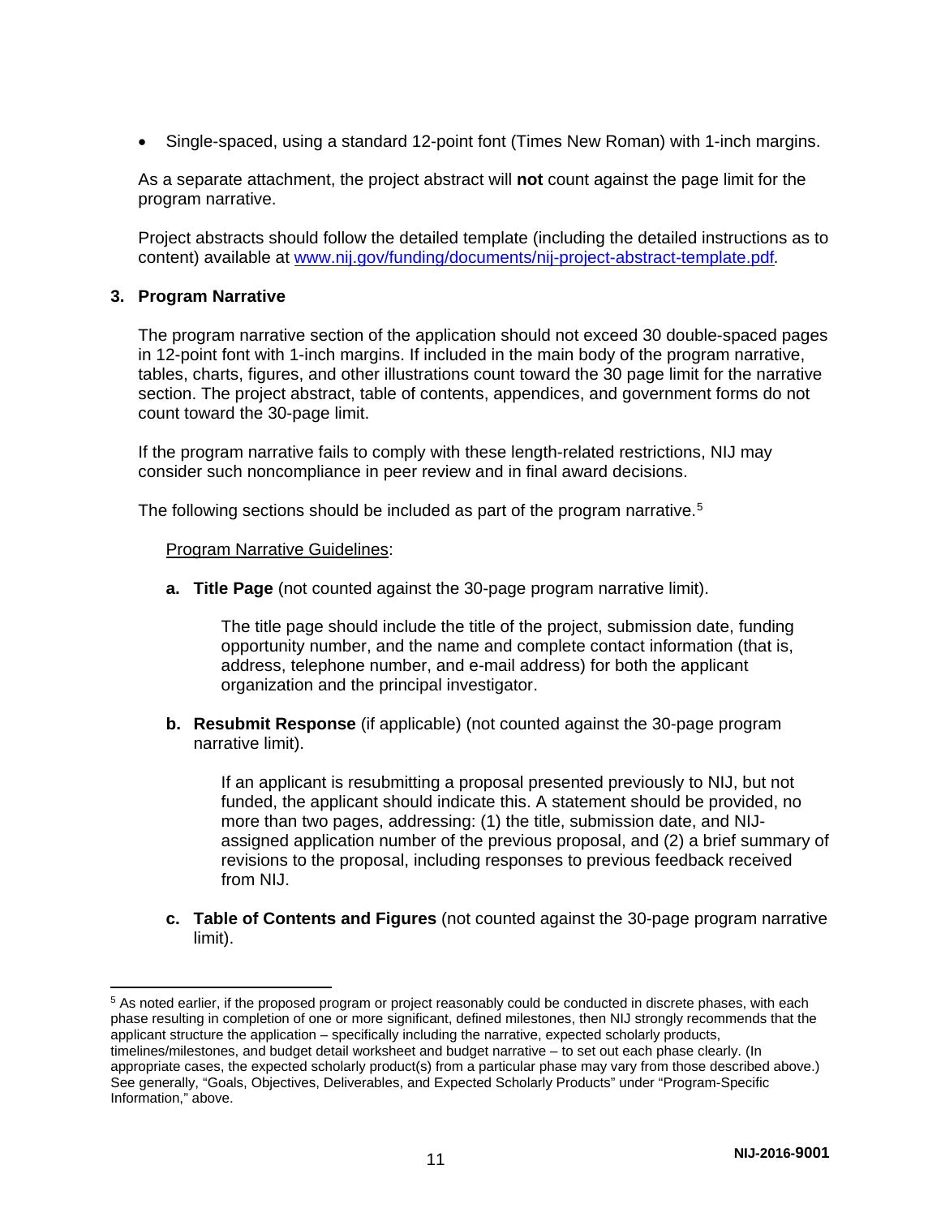- Single-spaced, using a standard 12-point font (Times New Roman) with 1-inch margins.

As a separate attachment, the project abstract will **not** count against the page limit for the program narrative.

Project abstracts should follow the detailed template (including the detailed instructions as to content) available at [www.nij.gov/funding/documents/nij-project-abstract-template.pdf](http://www.nij.gov/funding/documents/nij-project-abstract-template.pdf).

**3. Program Narrative**

The program narrative section of the application should not exceed 30 double-spaced pages in 12-point font with 1-inch margins. If included in the main body of the program narrative, tables, charts, figures, and other illustrations count toward the 30 page limit for the narrative section. The project abstract, table of contents, appendices, and government forms do not count toward the 30-page limit.

If the program narrative fails to comply with these length-related restrictions, NIJ may consider such noncompliance in peer review and in final award decisions.

The following sections should be included as part of the program narrative.[5]

Program Narrative Guidelines:

**a. Title Page** (not counted against the 30-page program narrative limit).

The title page should include the title of the project, submission date, funding opportunity number, and the name and complete contact information (that is, address, telephone number, and e-mail address) for both the applicant organization and the principal investigator.

**b. Resubmit Response** (if applicable) (not counted against the 30-page program narrative limit).

If an applicant is resubmitting a proposal presented previously to NIJ, but not funded, the applicant should indicate this. A statement should be provided, no more than two pages, addressing: (1) the title, submission date, and NIJ-assigned application number of the previous proposal, and (2) a brief summary of revisions to the proposal, including responses to previous feedback received from NIJ.

**c. Table of Contents and Figures** (not counted against the 30-page program narrative limit).

---

[5] As noted earlier, if the proposed program or project reasonably could be conducted in discrete phases, with each phase resulting in completion of one or more significant, defined milestones, then NIJ strongly recommends that the applicant structure the application – specifically including the narrative, expected scholarly products, timelines/milestones, and budget detail worksheet and budget narrative – to set out each phase clearly. (In appropriate cases, the expected scholarly product(s) from a particular phase may vary from those described above.) See generally, "Goals, Objectives, Deliverables, and Expected Scholarly Products" under "Program-Specific Information," above.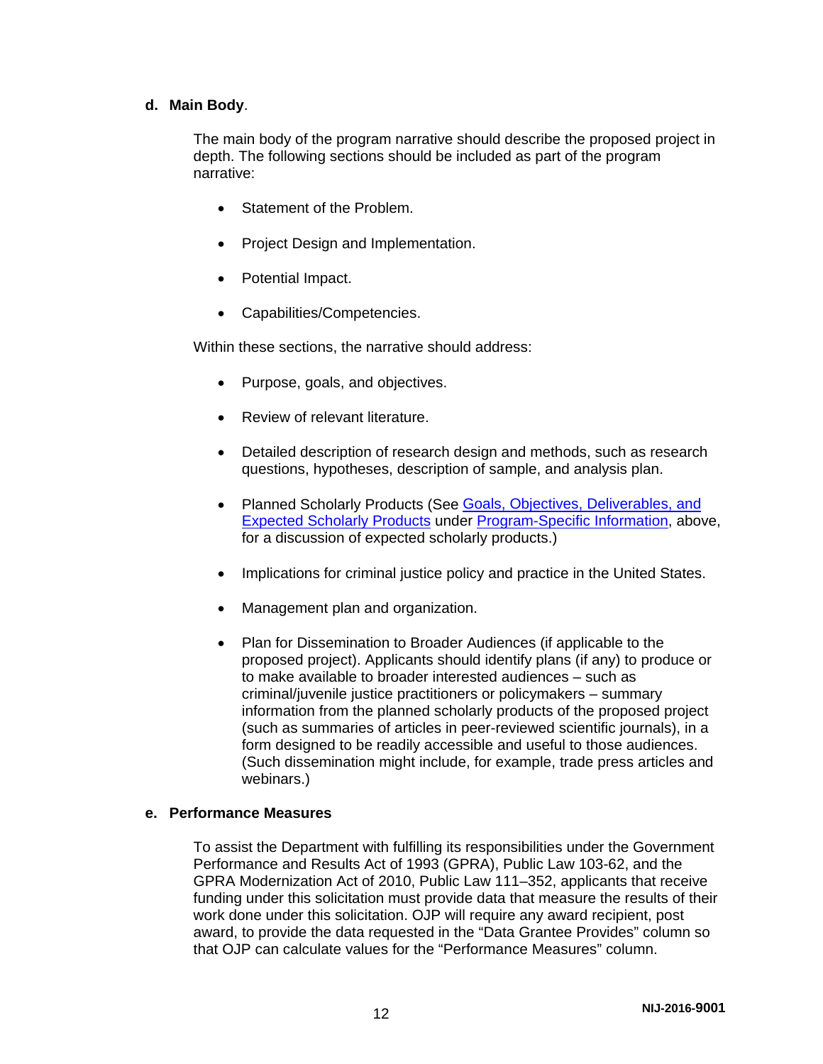**d. Main Body**.

The main body of the program narrative should describe the proposed project in depth. The following sections should be included as part of the program narrative:

- Statement of the Problem.
- Project Design and Implementation.
- Potential Impact.
- Capabilities/Competencies.

Within these sections, the narrative should address:

- Purpose, goals, and objectives.
- Review of relevant literature.
- Detailed description of research design and methods, such as research questions, hypotheses, description of sample, and analysis plan.
- Planned Scholarly Products (See Goals, Objectives, Deliverables, and Expected Scholarly Products under Program-Specific Information, above, for a discussion of expected scholarly products.)
- Implications for criminal justice policy and practice in the United States.
- Management plan and organization.
- Plan for Dissemination to Broader Audiences (if applicable to the proposed project). Applicants should identify plans (if any) to produce or to make available to broader interested audiences – such as criminal/juvenile justice practitioners or policymakers – summary information from the planned scholarly products of the proposed project (such as summaries of articles in peer-reviewed scientific journals), in a form designed to be readily accessible and useful to those audiences. (Such dissemination might include, for example, trade press articles and webinars.)

**e. Performance Measures**

To assist the Department with fulfilling its responsibilities under the Government Performance and Results Act of 1993 (GPRA), Public Law 103-62, and the GPRA Modernization Act of 2010, Public Law 111–352, applicants that receive funding under this solicitation must provide data that measure the results of their work done under this solicitation. OJP will require any award recipient, post award, to provide the data requested in the "Data Grantee Provides" column so that OJP can calculate values for the "Performance Measures" column.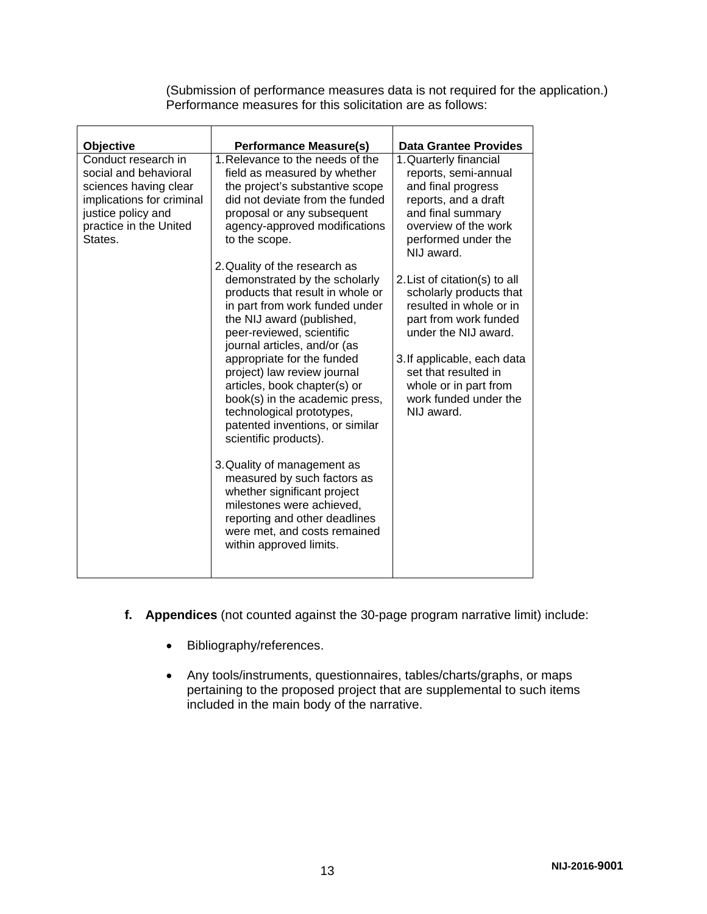(Submission of performance measures data is not required for the application.) Performance measures for this solicitation are as follows:

| Objective | Performance Measure(s) | Data Grantee Provides |
|---|---|---|
| Conduct research in social and behavioral sciences having clear implications for criminal justice policy and practice in the United States. | 1. Relevance to the needs of the field as measured by whether the project's substantive scope did not deviate from the funded proposal or any subsequent agency-approved modifications to the scope.<br><br>2. Quality of the research as demonstrated by the scholarly products that result in whole or in part from work funded under the NIJ award (published, peer-reviewed, scientific journal articles, and/or (as appropriate for the funded project) law review journal articles, book chapter(s) or book(s) in the academic press, technological prototypes, patented inventions, or similar scientific products).<br><br>3. Quality of management as measured by such factors as whether significant project milestones were achieved, reporting and other deadlines were met, and costs remained within approved limits. | 1. Quarterly financial reports, semi-annual and final progress reports, and a draft and final summary overview of the work performed under the NIJ award.<br><br>2. List of citation(s) to all scholarly products that resulted in whole or in part from work funded under the NIJ award.<br><br>3. If applicable, each data set that resulted in whole or in part from work funded under the NIJ award. |

**f. Appendices** (not counted against the 30-page program narrative limit) include:

- Bibliography/references.
- Any tools/instruments, questionnaires, tables/charts/graphs, or maps pertaining to the proposed project that are supplemental to such items included in the main body of the narrative.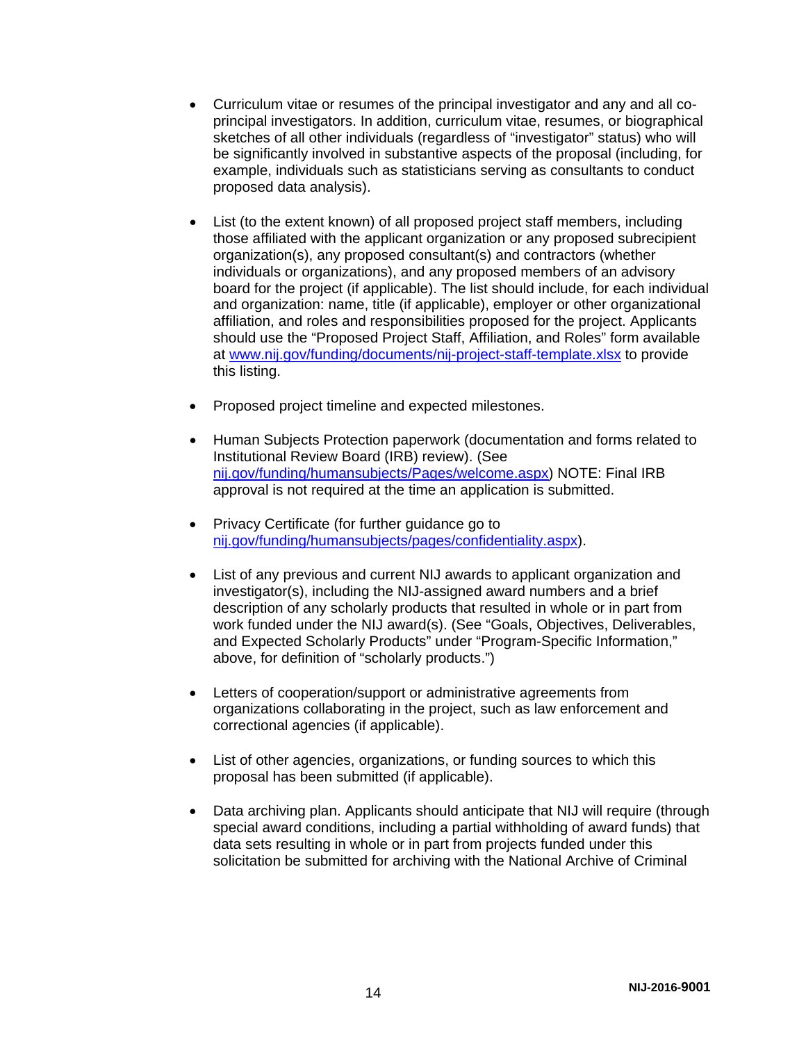- Curriculum vitae or resumes of the principal investigator and any and all co-principal investigators. In addition, curriculum vitae, resumes, or biographical sketches of all other individuals (regardless of "investigator" status) who will be significantly involved in substantive aspects of the proposal (including, for example, individuals such as statisticians serving as consultants to conduct proposed data analysis).

- List (to the extent known) of all proposed project staff members, including those affiliated with the applicant organization or any proposed subrecipient organization(s), any proposed consultant(s) and contractors (whether individuals or organizations), and any proposed members of an advisory board for the project (if applicable). The list should include, for each individual and organization: name, title (if applicable), employer or other organizational affiliation, and roles and responsibilities proposed for the project. Applicants should use the "Proposed Project Staff, Affiliation, and Roles" form available at [www.nij.gov/funding/documents/nij-project-staff-template.xlsx](www.nij.gov/funding/documents/nij-project-staff-template.xlsx) to provide this listing.

- Proposed project timeline and expected milestones.

- Human Subjects Protection paperwork (documentation and forms related to Institutional Review Board (IRB) review). (See [nij.gov/funding/humansubjects/Pages/welcome.aspx](nij.gov/funding/humansubjects/Pages/welcome.aspx)) NOTE: Final IRB approval is not required at the time an application is submitted.

- Privacy Certificate (for further guidance go to [nij.gov/funding/humansubjects/pages/confidentiality.aspx](nij.gov/funding/humansubjects/pages/confidentiality.aspx)).

- List of any previous and current NIJ awards to applicant organization and investigator(s), including the NIJ-assigned award numbers and a brief description of any scholarly products that resulted in whole or in part from work funded under the NIJ award(s). (See "Goals, Objectives, Deliverables, and Expected Scholarly Products" under "Program-Specific Information," above, for definition of "scholarly products.")

- Letters of cooperation/support or administrative agreements from organizations collaborating in the project, such as law enforcement and correctional agencies (if applicable).

- List of other agencies, organizations, or funding sources to which this proposal has been submitted (if applicable).

- Data archiving plan. Applicants should anticipate that NIJ will require (through special award conditions, including a partial withholding of award funds) that data sets resulting in whole or in part from projects funded under this solicitation be submitted for archiving with the National Archive of Criminal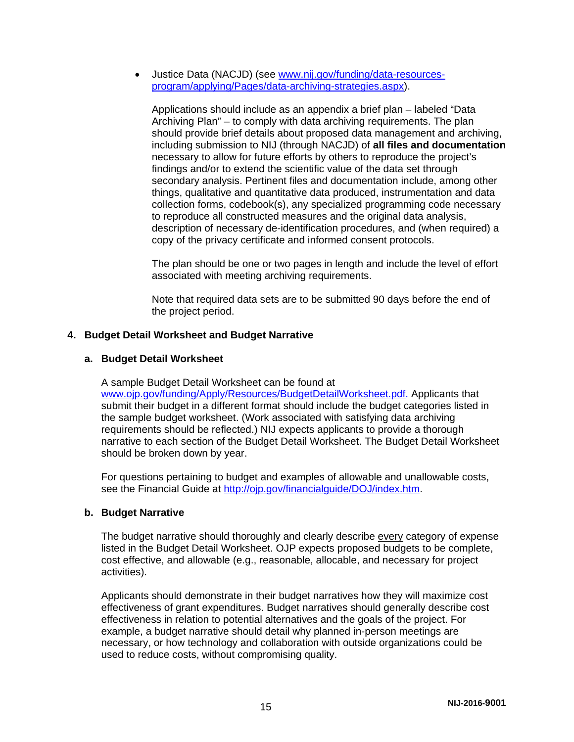- Justice Data (NACJD) (see www.nij.gov/funding/data-resources-program/applying/Pages/data-archiving-strategies.aspx).

  Applications should include as an appendix a brief plan – labeled "Data Archiving Plan" – to comply with data archiving requirements. The plan should provide brief details about proposed data management and archiving, including submission to NIJ (through NACJD) of **all files and documentation** necessary to allow for future efforts by others to reproduce the project's findings and/or to extend the scientific value of the data set through secondary analysis. Pertinent files and documentation include, among other things, qualitative and quantitative data produced, instrumentation and data collection forms, codebook(s), any specialized programming code necessary to reproduce all constructed measures and the original data analysis, description of necessary de-identification procedures, and (when required) a copy of the privacy certificate and informed consent protocols.

  The plan should be one or two pages in length and include the level of effort associated with meeting archiving requirements.

  Note that required data sets are to be submitted 90 days before the end of the project period.

### 4. Budget Detail Worksheet and Budget Narrative

#### a. Budget Detail Worksheet

A sample Budget Detail Worksheet can be found at www.ojp.gov/funding/Apply/Resources/BudgetDetailWorksheet.pdf. Applicants that submit their budget in a different format should include the budget categories listed in the sample budget worksheet. (Work associated with satisfying data archiving requirements should be reflected.) NIJ expects applicants to provide a thorough narrative to each section of the Budget Detail Worksheet. The Budget Detail Worksheet should be broken down by year.

For questions pertaining to budget and examples of allowable and unallowable costs, see the Financial Guide at http://ojp.gov/financialguide/DOJ/index.htm.

#### b. Budget Narrative

The budget narrative should thoroughly and clearly describe every category of expense listed in the Budget Detail Worksheet. OJP expects proposed budgets to be complete, cost effective, and allowable (e.g., reasonable, allocable, and necessary for project activities).

Applicants should demonstrate in their budget narratives how they will maximize cost effectiveness of grant expenditures. Budget narratives should generally describe cost effectiveness in relation to potential alternatives and the goals of the project. For example, a budget narrative should detail why planned in-person meetings are necessary, or how technology and collaboration with outside organizations could be used to reduce costs, without compromising quality.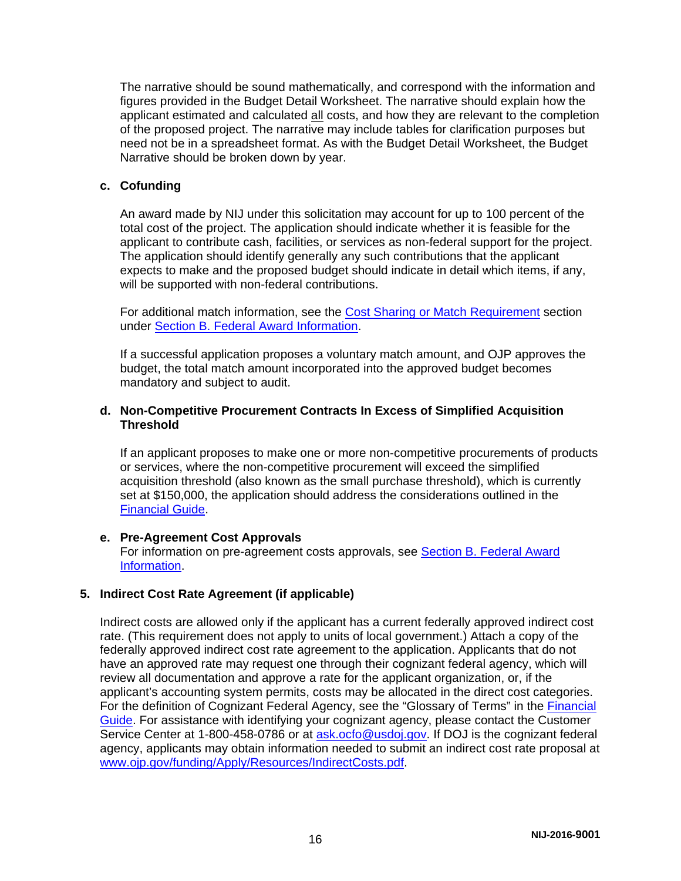The narrative should be sound mathematically, and correspond with the information and figures provided in the Budget Detail Worksheet. The narrative should explain how the applicant estimated and calculated all costs, and how they are relevant to the completion of the proposed project. The narrative may include tables for clarification purposes but need not be in a spreadsheet format. As with the Budget Detail Worksheet, the Budget Narrative should be broken down by year.

**c. Cofunding**

An award made by NIJ under this solicitation may account for up to 100 percent of the total cost of the project. The application should indicate whether it is feasible for the applicant to contribute cash, facilities, or services as non-federal support for the project. The application should identify generally any such contributions that the applicant expects to make and the proposed budget should indicate in detail which items, if any, will be supported with non-federal contributions.

For additional match information, see the Cost Sharing or Match Requirement section under Section B. Federal Award Information.

If a successful application proposes a voluntary match amount, and OJP approves the budget, the total match amount incorporated into the approved budget becomes mandatory and subject to audit.

**d. Non-Competitive Procurement Contracts In Excess of Simplified Acquisition Threshold**

If an applicant proposes to make one or more non-competitive procurements of products or services, where the non-competitive procurement will exceed the simplified acquisition threshold (also known as the small purchase threshold), which is currently set at $150,000, the application should address the considerations outlined in the Financial Guide.

**e. Pre-Agreement Cost Approvals**

For information on pre-agreement costs approvals, see Section B. Federal Award Information.

**5. Indirect Cost Rate Agreement (if applicable)**

Indirect costs are allowed only if the applicant has a current federally approved indirect cost rate. (This requirement does not apply to units of local government.) Attach a copy of the federally approved indirect cost rate agreement to the application. Applicants that do not have an approved rate may request one through their cognizant federal agency, which will review all documentation and approve a rate for the applicant organization, or, if the applicant's accounting system permits, costs may be allocated in the direct cost categories. For the definition of Cognizant Federal Agency, see the "Glossary of Terms" in the Financial Guide. For assistance with identifying your cognizant agency, please contact the Customer Service Center at 1-800-458-0786 or at ask.ocfo@usdoj.gov. If DOJ is the cognizant federal agency, applicants may obtain information needed to submit an indirect cost rate proposal at www.ojp.gov/funding/Apply/Resources/IndirectCosts.pdf.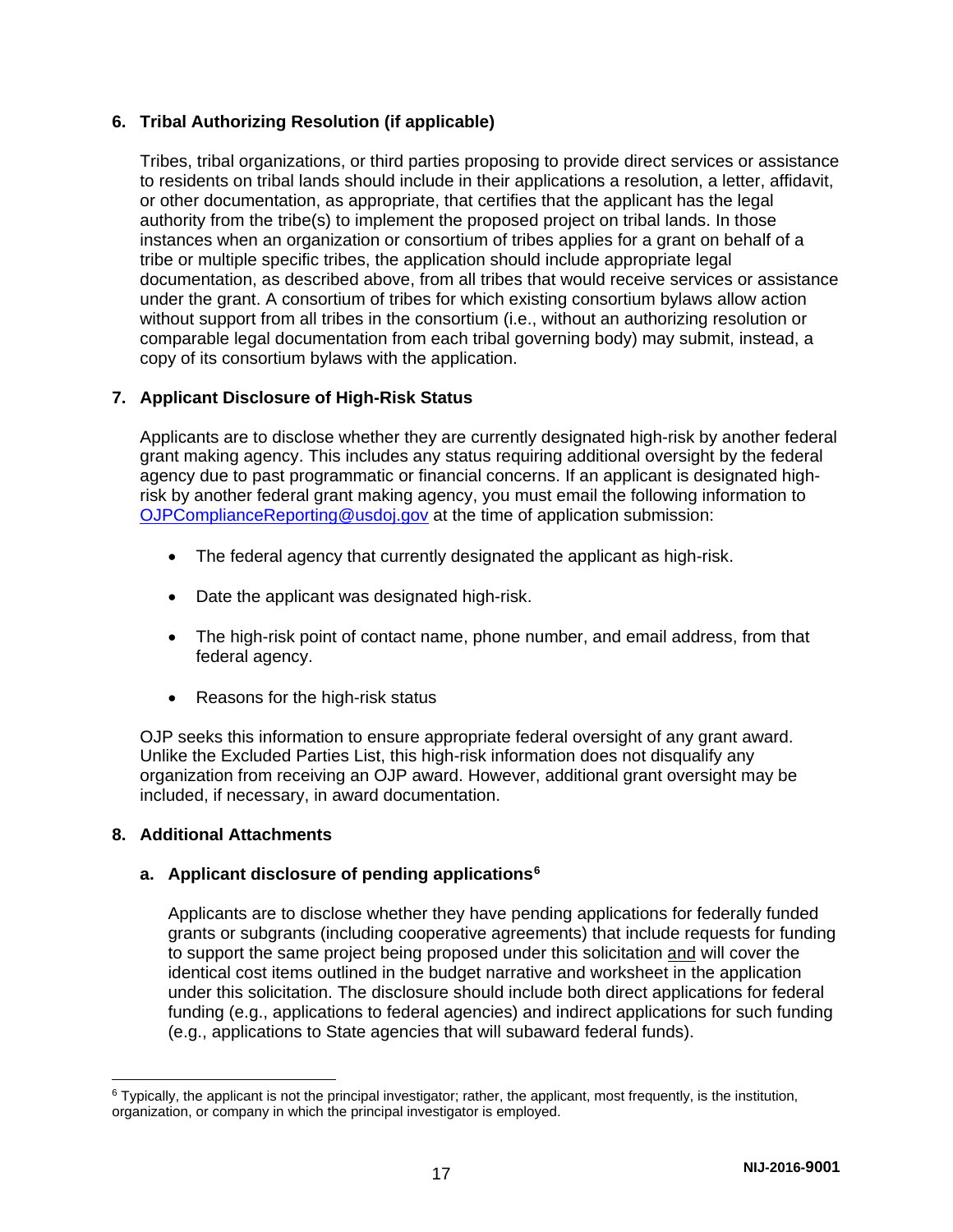**6. Tribal Authorizing Resolution (if applicable)**

Tribes, tribal organizations, or third parties proposing to provide direct services or assistance to residents on tribal lands should include in their applications a resolution, a letter, affidavit, or other documentation, as appropriate, that certifies that the applicant has the legal authority from the tribe(s) to implement the proposed project on tribal lands. In those instances when an organization or consortium of tribes applies for a grant on behalf of a tribe or multiple specific tribes, the application should include appropriate legal documentation, as described above, from all tribes that would receive services or assistance under the grant. A consortium of tribes for which existing consortium bylaws allow action without support from all tribes in the consortium (i.e., without an authorizing resolution or comparable legal documentation from each tribal governing body) may submit, instead, a copy of its consortium bylaws with the application.

**7. Applicant Disclosure of High-Risk Status**

Applicants are to disclose whether they are currently designated high-risk by another federal grant making agency. This includes any status requiring additional oversight by the federal agency due to past programmatic or financial concerns. If an applicant is designated high-risk by another federal grant making agency, you must email the following information to OJPComplianceReporting@usdoj.gov at the time of application submission:

- The federal agency that currently designated the applicant as high-risk.
- Date the applicant was designated high-risk.
- The high-risk point of contact name, phone number, and email address, from that federal agency.
- Reasons for the high-risk status

OJP seeks this information to ensure appropriate federal oversight of any grant award. Unlike the Excluded Parties List, this high-risk information does not disqualify any organization from receiving an OJP award. However, additional grant oversight may be included, if necessary, in award documentation.

**8. Additional Attachments**

**a. Applicant disclosure of pending applications[6]**

Applicants are to disclose whether they have pending applications for federally funded grants or subgrants (including cooperative agreements) that include requests for funding to support the same project being proposed under this solicitation and will cover the identical cost items outlined in the budget narrative and worksheet in the application under this solicitation. The disclosure should include both direct applications for federal funding (e.g., applications to federal agencies) and indirect applications for such funding (e.g., applications to State agencies that will subaward federal funds).

[6] Typically, the applicant is not the principal investigator; rather, the applicant, most frequently, is the institution, organization, or company in which the principal investigator is employed.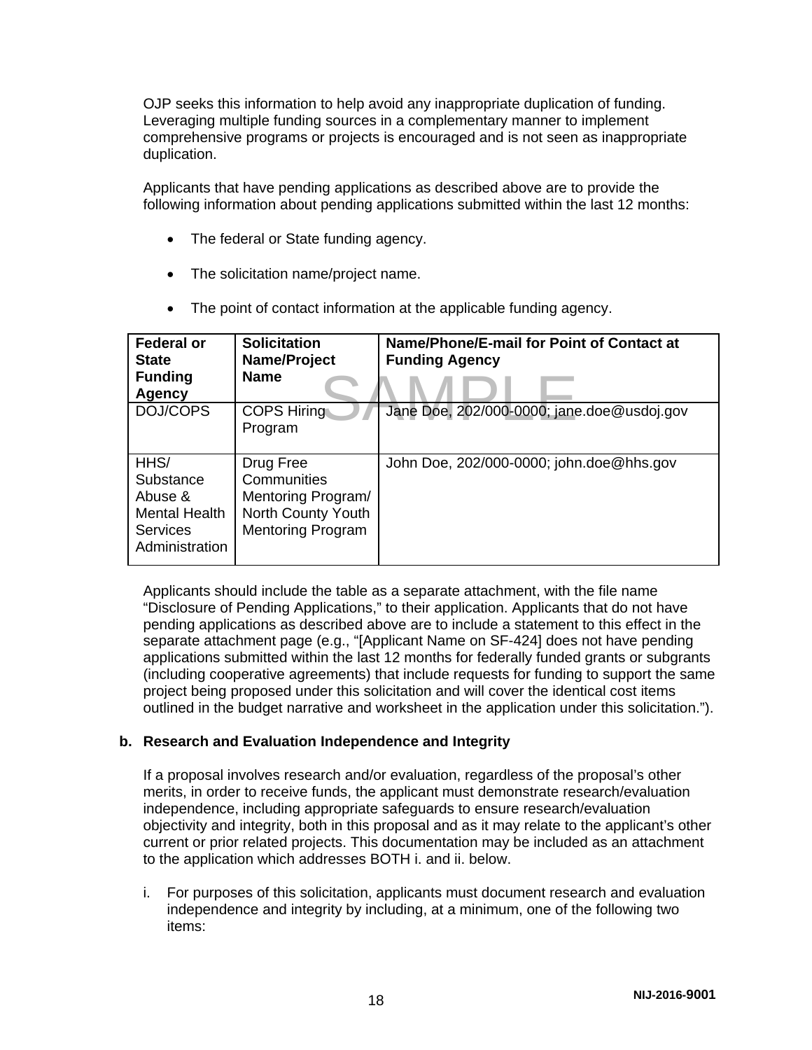OJP seeks this information to help avoid any inappropriate duplication of funding. Leveraging multiple funding sources in a complementary manner to implement comprehensive programs or projects is encouraged and is not seen as inappropriate duplication.

Applicants that have pending applications as described above are to provide the following information about pending applications submitted within the last 12 months:

- The federal or State funding agency.
- The solicitation name/project name.
- The point of contact information at the applicable funding agency.

| Federal or State Funding Agency | Solicitation Name/Project Name | Name/Phone/E-mail for Point of Contact at Funding Agency |
|---|---|---|
| DOJ/COPS | COPS Hiring Program | Jane Doe, 202/000-0000; jane.doe@usdoj.gov |
| HHS/ Substance Abuse & Mental Health Services Administration | Drug Free Communities Mentoring Program/ North County Youth Mentoring Program | John Doe, 202/000-0000; john.doe@hhs.gov |

Applicants should include the table as a separate attachment, with the file name "Disclosure of Pending Applications," to their application. Applicants that do not have pending applications as described above are to include a statement to this effect in the separate attachment page (e.g., "[Applicant Name on SF-424] does not have pending applications submitted within the last 12 months for federally funded grants or subgrants (including cooperative agreements) that include requests for funding to support the same project being proposed under this solicitation and will cover the identical cost items outlined in the budget narrative and worksheet in the application under this solicitation.").

**b. Research and Evaluation Independence and Integrity**

If a proposal involves research and/or evaluation, regardless of the proposal's other merits, in order to receive funds, the applicant must demonstrate research/evaluation independence, including appropriate safeguards to ensure research/evaluation objectivity and integrity, both in this proposal and as it may relate to the applicant's other current or prior related projects. This documentation may be included as an attachment to the application which addresses BOTH i. and ii. below.

i. For purposes of this solicitation, applicants must document research and evaluation independence and integrity by including, at a minimum, one of the following two items: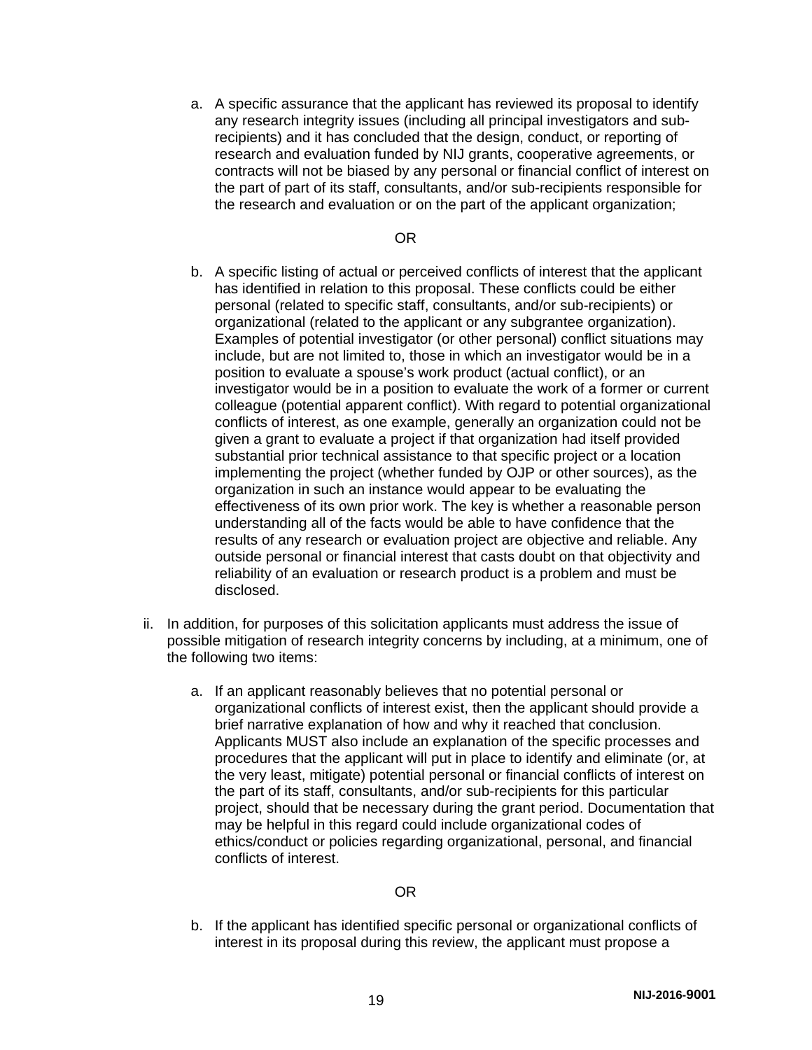a. A specific assurance that the applicant has reviewed its proposal to identify any research integrity issues (including all principal investigators and sub-recipients) and it has concluded that the design, conduct, or reporting of research and evaluation funded by NIJ grants, cooperative agreements, or contracts will not be biased by any personal or financial conflict of interest on the part of part of its staff, consultants, and/or sub-recipients responsible for the research and evaluation or on the part of the applicant organization;

OR

b. A specific listing of actual or perceived conflicts of interest that the applicant has identified in relation to this proposal. These conflicts could be either personal (related to specific staff, consultants, and/or sub-recipients) or organizational (related to the applicant or any subgrantee organization). Examples of potential investigator (or other personal) conflict situations may include, but are not limited to, those in which an investigator would be in a position to evaluate a spouse's work product (actual conflict), or an investigator would be in a position to evaluate the work of a former or current colleague (potential apparent conflict). With regard to potential organizational conflicts of interest, as one example, generally an organization could not be given a grant to evaluate a project if that organization had itself provided substantial prior technical assistance to that specific project or a location implementing the project (whether funded by OJP or other sources), as the organization in such an instance would appear to be evaluating the effectiveness of its own prior work. The key is whether a reasonable person understanding all of the facts would be able to have confidence that the results of any research or evaluation project are objective and reliable. Any outside personal or financial interest that casts doubt on that objectivity and reliability of an evaluation or research product is a problem and must be disclosed.

ii. In addition, for purposes of this solicitation applicants must address the issue of possible mitigation of research integrity concerns by including, at a minimum, one of the following two items:

a. If an applicant reasonably believes that no potential personal or organizational conflicts of interest exist, then the applicant should provide a brief narrative explanation of how and why it reached that conclusion. Applicants MUST also include an explanation of the specific processes and procedures that the applicant will put in place to identify and eliminate (or, at the very least, mitigate) potential personal or financial conflicts of interest on the part of its staff, consultants, and/or sub-recipients for this particular project, should that be necessary during the grant period. Documentation that may be helpful in this regard could include organizational codes of ethics/conduct or policies regarding organizational, personal, and financial conflicts of interest.

OR

b. If the applicant has identified specific personal or organizational conflicts of interest in its proposal during this review, the applicant must propose a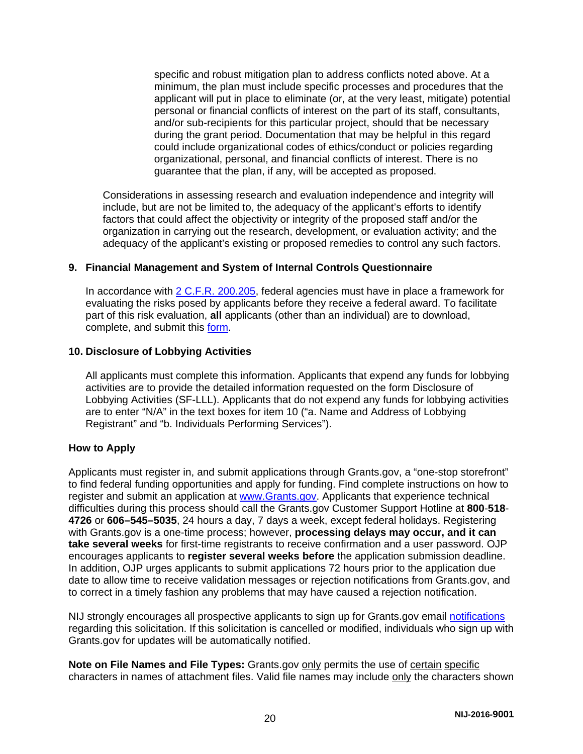specific and robust mitigation plan to address conflicts noted above. At a minimum, the plan must include specific processes and procedures that the applicant will put in place to eliminate (or, at the very least, mitigate) potential personal or financial conflicts of interest on the part of its staff, consultants, and/or sub-recipients for this particular project, should that be necessary during the grant period. Documentation that may be helpful in this regard could include organizational codes of ethics/conduct or policies regarding organizational, personal, and financial conflicts of interest. There is no guarantee that the plan, if any, will be accepted as proposed.

Considerations in assessing research and evaluation independence and integrity will include, but are not be limited to, the adequacy of the applicant's efforts to identify factors that could affect the objectivity or integrity of the proposed staff and/or the organization in carrying out the research, development, or evaluation activity; and the adequacy of the applicant's existing or proposed remedies to control any such factors.

**9. Financial Management and System of Internal Controls Questionnaire**

In accordance with 2 C.F.R. 200.205, federal agencies must have in place a framework for evaluating the risks posed by applicants before they receive a federal award. To facilitate part of this risk evaluation, **all** applicants (other than an individual) are to download, complete, and submit this form.

**10. Disclosure of Lobbying Activities**

All applicants must complete this information. Applicants that expend any funds for lobbying activities are to provide the detailed information requested on the form Disclosure of Lobbying Activities (SF-LLL). Applicants that do not expend any funds for lobbying activities are to enter "N/A" in the text boxes for item 10 ("a. Name and Address of Lobbying Registrant" and "b. Individuals Performing Services").

**How to Apply**

Applicants must register in, and submit applications through Grants.gov, a "one-stop storefront" to find federal funding opportunities and apply for funding. Find complete instructions on how to register and submit an application at www.Grants.gov. Applicants that experience technical difficulties during this process should call the Grants.gov Customer Support Hotline at **800**-**518**-**4726** or **606–545–5035**, 24 hours a day, 7 days a week, except federal holidays. Registering with Grants.gov is a one-time process; however, **processing delays may occur, and it can take several weeks** for first-time registrants to receive confirmation and a user password. OJP encourages applicants to **register several weeks before** the application submission deadline. In addition, OJP urges applicants to submit applications 72 hours prior to the application due date to allow time to receive validation messages or rejection notifications from Grants.gov, and to correct in a timely fashion any problems that may have caused a rejection notification.

NIJ strongly encourages all prospective applicants to sign up for Grants.gov email notifications regarding this solicitation. If this solicitation is cancelled or modified, individuals who sign up with Grants.gov for updates will be automatically notified.

**Note on File Names and File Types:** Grants.gov only permits the use of certain specific characters in names of attachment files. Valid file names may include only the characters shown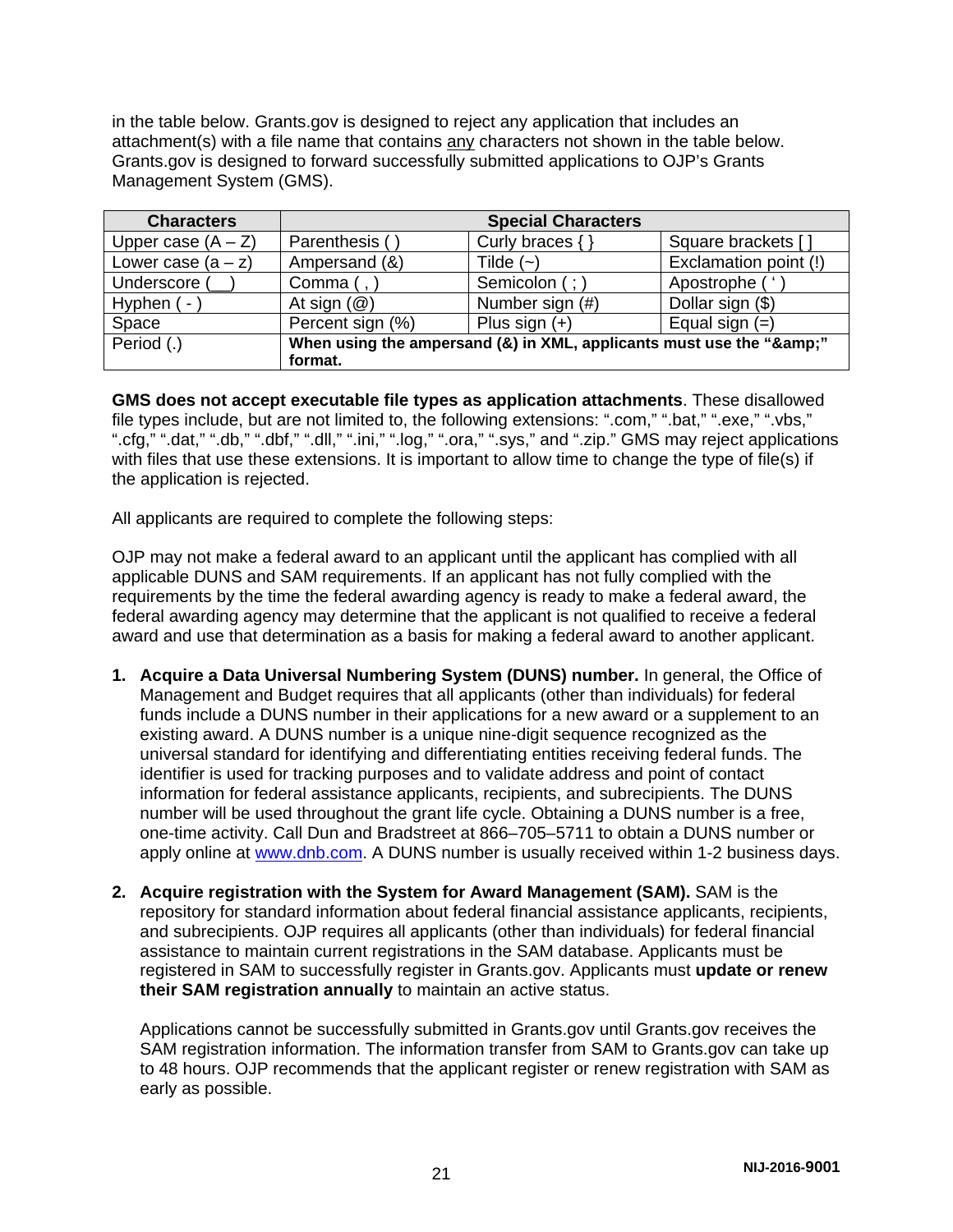in the table below. Grants.gov is designed to reject any application that includes an attachment(s) with a file name that contains any characters not shown in the table below. Grants.gov is designed to forward successfully submitted applications to OJP's Grants Management System (GMS).

| Characters | Special Characters | | |
|---|---|---|---|
| Upper case (A – Z) | Parenthesis ( ) | Curly braces { } | Square brackets [ ] |
| Lower case (a – z) | Ampersand (&) | Tilde (~) | Exclamation point (!) |
| Underscore (__) | Comma ( , ) | Semicolon ( ; ) | Apostrophe ( ' ) |
| Hyphen ( - ) | At sign (@) | Number sign (#) | Dollar sign ($) |
| Space | Percent sign (%) | Plus sign (+) | Equal sign (=) |
| Period (.) | **When using the ampersand (&) in XML, applicants must use the "&amp;amp;" format.** | | |

**GMS does not accept executable file types as application attachments**. These disallowed file types include, but are not limited to, the following extensions: ".com," ".bat," ".exe," ".vbs," ".cfg," ".dat," ".db," ".dbf," ".dll," ".ini," ".log," ".ora," ".sys," and ".zip." GMS may reject applications with files that use these extensions. It is important to allow time to change the type of file(s) if the application is rejected.

All applicants are required to complete the following steps:

OJP may not make a federal award to an applicant until the applicant has complied with all applicable DUNS and SAM requirements. If an applicant has not fully complied with the requirements by the time the federal awarding agency is ready to make a federal award, the federal awarding agency may determine that the applicant is not qualified to receive a federal award and use that determination as a basis for making a federal award to another applicant.

1. **Acquire a Data Universal Numbering System (DUNS) number.** In general, the Office of Management and Budget requires that all applicants (other than individuals) for federal funds include a DUNS number in their applications for a new award or a supplement to an existing award. A DUNS number is a unique nine-digit sequence recognized as the universal standard for identifying and differentiating entities receiving federal funds. The identifier is used for tracking purposes and to validate address and point of contact information for federal assistance applicants, recipients, and subrecipients. The DUNS number will be used throughout the grant life cycle. Obtaining a DUNS number is a free, one-time activity. Call Dun and Bradstreet at 866–705–5711 to obtain a DUNS number or apply online at [www.dnb.com](http://www.dnb.com). A DUNS number is usually received within 1-2 business days.

2. **Acquire registration with the System for Award Management (SAM).** SAM is the repository for standard information about federal financial assistance applicants, recipients, and subrecipients. OJP requires all applicants (other than individuals) for federal financial assistance to maintain current registrations in the SAM database. Applicants must be registered in SAM to successfully register in Grants.gov. Applicants must **update or renew their SAM registration annually** to maintain an active status.

   Applications cannot be successfully submitted in Grants.gov until Grants.gov receives the SAM registration information. The information transfer from SAM to Grants.gov can take up to 48 hours. OJP recommends that the applicant register or renew registration with SAM as early as possible.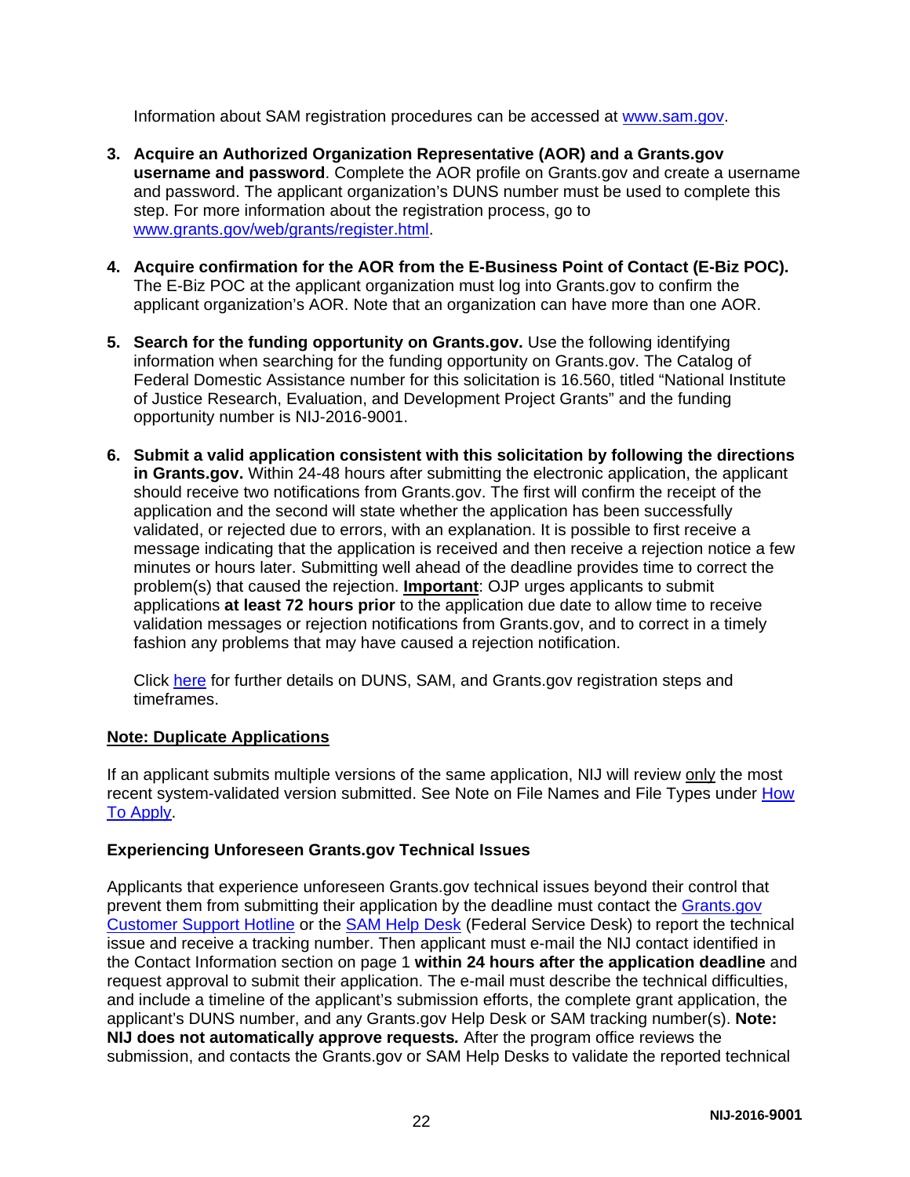Information about SAM registration procedures can be accessed at [www.sam.gov](www.sam.gov).

3. **Acquire an Authorized Organization Representative (AOR) and a Grants.gov username and password**. Complete the AOR profile on Grants.gov and create a username and password. The applicant organization's DUNS number must be used to complete this step. For more information about the registration process, go to [www.grants.gov/web/grants/register.html](www.grants.gov/web/grants/register.html).

4. **Acquire confirmation for the AOR from the E-Business Point of Contact (E-Biz POC).** The E-Biz POC at the applicant organization must log into Grants.gov to confirm the applicant organization's AOR. Note that an organization can have more than one AOR.

5. **Search for the funding opportunity on Grants.gov.** Use the following identifying information when searching for the funding opportunity on Grants.gov. The Catalog of Federal Domestic Assistance number for this solicitation is 16.560, titled "National Institute of Justice Research, Evaluation, and Development Project Grants" and the funding opportunity number is NIJ-2016-9001.

6. **Submit a valid application consistent with this solicitation by following the directions in Grants.gov.** Within 24-48 hours after submitting the electronic application, the applicant should receive two notifications from Grants.gov. The first will confirm the receipt of the application and the second will state whether the application has been successfully validated, or rejected due to errors, with an explanation. It is possible to first receive a message indicating that the application is received and then receive a rejection notice a few minutes or hours later. Submitting well ahead of the deadline provides time to correct the problem(s) that caused the rejection. **Important**: OJP urges applicants to submit applications **at least 72 hours prior** to the application due date to allow time to receive validation messages or rejection notifications from Grants.gov, and to correct in a timely fashion any problems that may have caused a rejection notification.

   Click here for further details on DUNS, SAM, and Grants.gov registration steps and timeframes.

**Note: Duplicate Applications**

If an applicant submits multiple versions of the same application, NIJ will review only the most recent system-validated version submitted. See Note on File Names and File Types under How To Apply.

**Experiencing Unforeseen Grants.gov Technical Issues**

Applicants that experience unforeseen Grants.gov technical issues beyond their control that prevent them from submitting their application by the deadline must contact the Grants.gov Customer Support Hotline or the SAM Help Desk (Federal Service Desk) to report the technical issue and receive a tracking number. Then applicant must e-mail the NIJ contact identified in the Contact Information section on page 1 **within 24 hours after the application deadline** and request approval to submit their application. The e-mail must describe the technical difficulties, and include a timeline of the applicant's submission efforts, the complete grant application, the applicant's DUNS number, and any Grants.gov Help Desk or SAM tracking number(s). **Note: NIJ does not automatically approve requests***.* After the program office reviews the submission, and contacts the Grants.gov or SAM Help Desks to validate the reported technical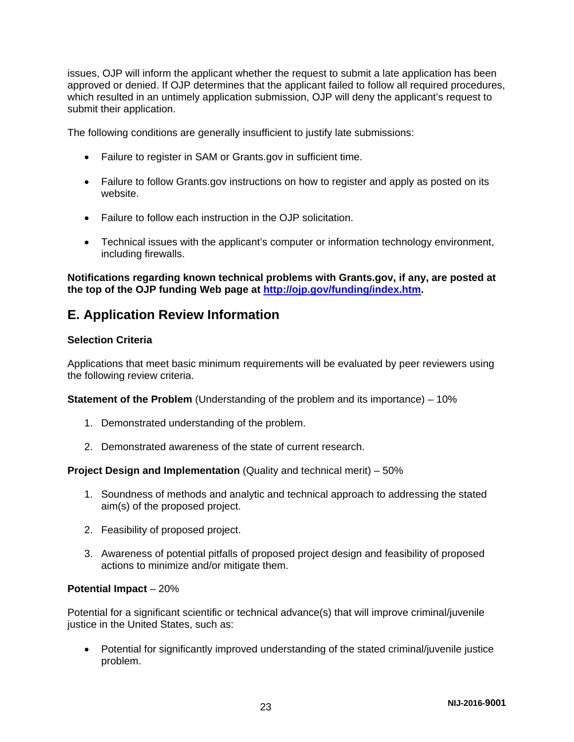issues, OJP will inform the applicant whether the request to submit a late application has been approved or denied. If OJP determines that the applicant failed to follow all required procedures, which resulted in an untimely application submission, OJP will deny the applicant's request to submit their application.

The following conditions are generally insufficient to justify late submissions:

- Failure to register in SAM or Grants.gov in sufficient time.
- Failure to follow Grants.gov instructions on how to register and apply as posted on its website.
- Failure to follow each instruction in the OJP solicitation.
- Technical issues with the applicant's computer or information technology environment, including firewalls.

**Notifications regarding known technical problems with Grants.gov, if any, are posted at the top of the OJP funding Web page at [http://ojp.gov/funding/index.htm](http://ojp.gov/funding/index.htm).**

## E. Application Review Information

**Selection Criteria**

Applications that meet basic minimum requirements will be evaluated by peer reviewers using the following review criteria.

**Statement of the Problem** (Understanding of the problem and its importance) – 10%

1. Demonstrated understanding of the problem.
2. Demonstrated awareness of the state of current research.

**Project Design and Implementation** (Quality and technical merit) – 50%

1. Soundness of methods and analytic and technical approach to addressing the stated aim(s) of the proposed project.
2. Feasibility of proposed project.
3. Awareness of potential pitfalls of proposed project design and feasibility of proposed actions to minimize and/or mitigate them.

**Potential Impact** – 20%

Potential for a significant scientific or technical advance(s) that will improve criminal/juvenile justice in the United States, such as:

- Potential for significantly improved understanding of the stated criminal/juvenile justice problem.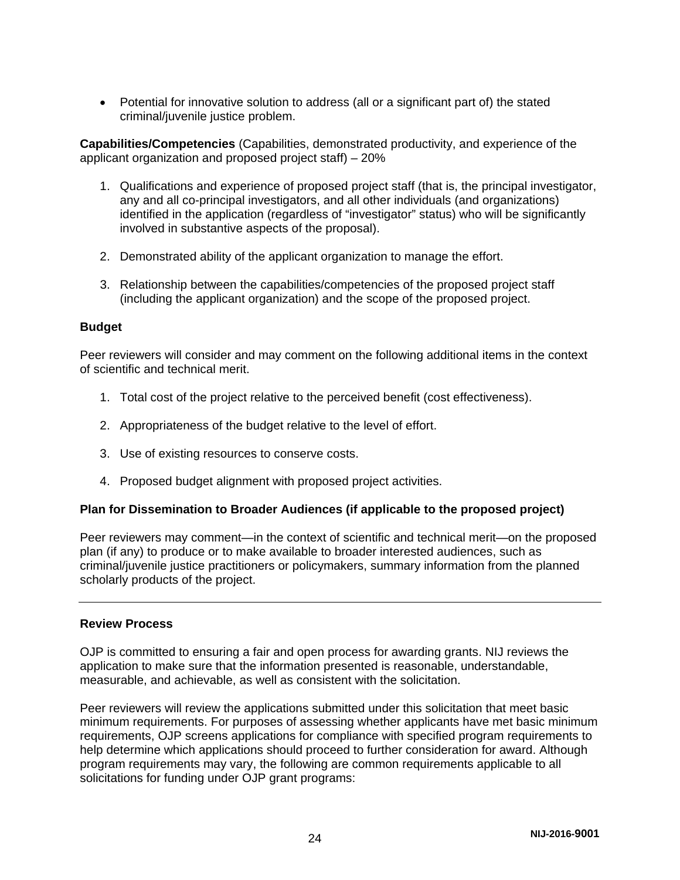- Potential for innovative solution to address (all or a significant part of) the stated criminal/juvenile justice problem.

**Capabilities/Competencies** (Capabilities, demonstrated productivity, and experience of the applicant organization and proposed project staff) – 20%

1. Qualifications and experience of proposed project staff (that is, the principal investigator, any and all co-principal investigators, and all other individuals (and organizations) identified in the application (regardless of "investigator" status) who will be significantly involved in substantive aspects of the proposal).

2. Demonstrated ability of the applicant organization to manage the effort.

3. Relationship between the capabilities/competencies of the proposed project staff (including the applicant organization) and the scope of the proposed project.

**Budget**

Peer reviewers will consider and may comment on the following additional items in the context of scientific and technical merit.

1. Total cost of the project relative to the perceived benefit (cost effectiveness).

2. Appropriateness of the budget relative to the level of effort.

3. Use of existing resources to conserve costs.

4. Proposed budget alignment with proposed project activities.

**Plan for Dissemination to Broader Audiences (if applicable to the proposed project)**

Peer reviewers may comment—in the context of scientific and technical merit—on the proposed plan (if any) to produce or to make available to broader interested audiences, such as criminal/juvenile justice practitioners or policymakers, summary information from the planned scholarly products of the project.

---

**Review Process**

OJP is committed to ensuring a fair and open process for awarding grants. NIJ reviews the application to make sure that the information presented is reasonable, understandable, measurable, and achievable, as well as consistent with the solicitation.

Peer reviewers will review the applications submitted under this solicitation that meet basic minimum requirements. For purposes of assessing whether applicants have met basic minimum requirements, OJP screens applications for compliance with specified program requirements to help determine which applications should proceed to further consideration for award. Although program requirements may vary, the following are common requirements applicable to all solicitations for funding under OJP grant programs: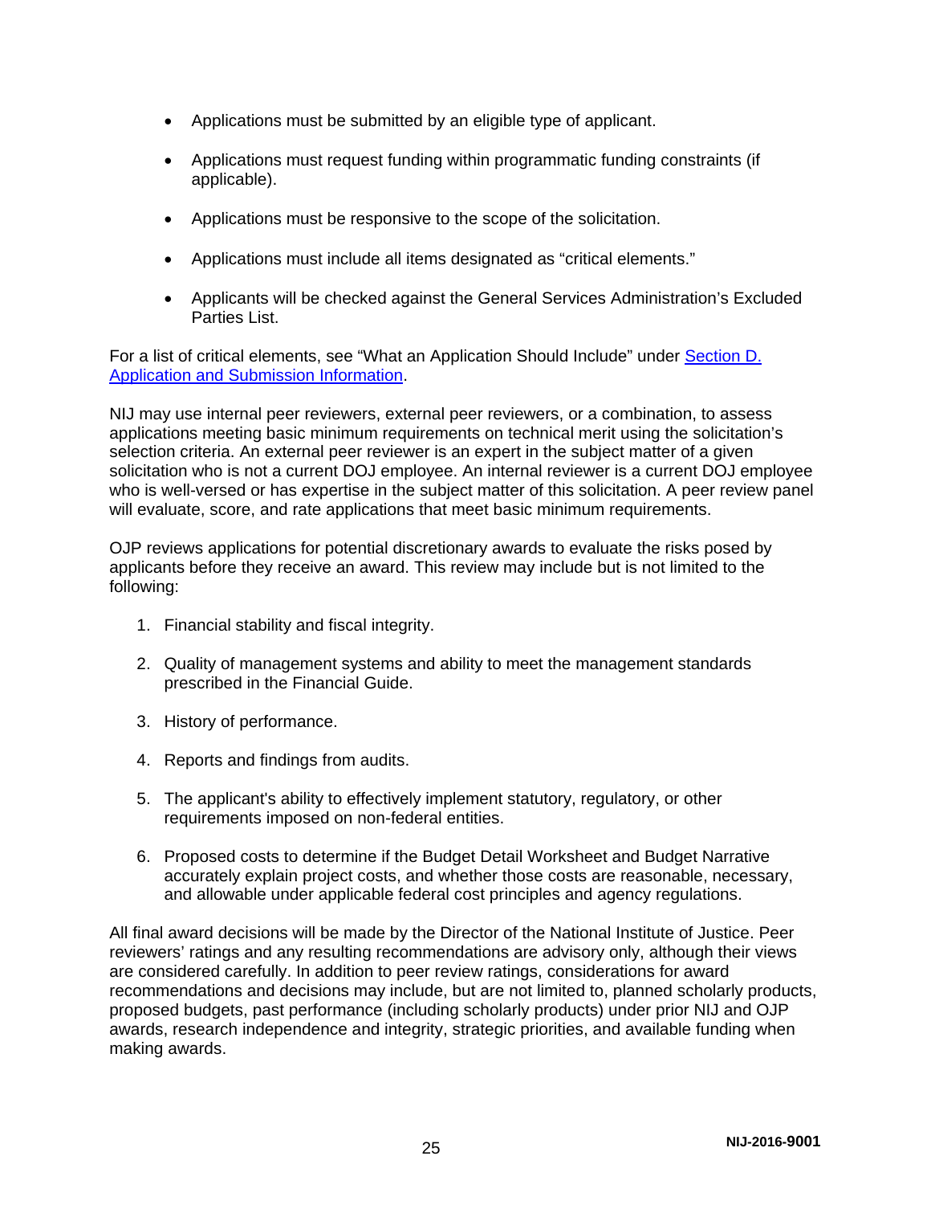- Applications must be submitted by an eligible type of applicant.
- Applications must request funding within programmatic funding constraints (if applicable).
- Applications must be responsive to the scope of the solicitation.
- Applications must include all items designated as "critical elements."
- Applicants will be checked against the General Services Administration's Excluded Parties List.

For a list of critical elements, see "What an Application Should Include" under [Section D. Application and Submission Information](#).

NIJ may use internal peer reviewers, external peer reviewers, or a combination, to assess applications meeting basic minimum requirements on technical merit using the solicitation's selection criteria. An external peer reviewer is an expert in the subject matter of a given solicitation who is not a current DOJ employee. An internal reviewer is a current DOJ employee who is well-versed or has expertise in the subject matter of this solicitation. A peer review panel will evaluate, score, and rate applications that meet basic minimum requirements.

OJP reviews applications for potential discretionary awards to evaluate the risks posed by applicants before they receive an award. This review may include but is not limited to the following:

1. Financial stability and fiscal integrity.
2. Quality of management systems and ability to meet the management standards prescribed in the Financial Guide.
3. History of performance.
4. Reports and findings from audits.
5. The applicant's ability to effectively implement statutory, regulatory, or other requirements imposed on non-federal entities.
6. Proposed costs to determine if the Budget Detail Worksheet and Budget Narrative accurately explain project costs, and whether those costs are reasonable, necessary, and allowable under applicable federal cost principles and agency regulations.

All final award decisions will be made by the Director of the National Institute of Justice. Peer reviewers' ratings and any resulting recommendations are advisory only, although their views are considered carefully. In addition to peer review ratings, considerations for award recommendations and decisions may include, but are not limited to, planned scholarly products, proposed budgets, past performance (including scholarly products) under prior NIJ and OJP awards, research independence and integrity, strategic priorities, and available funding when making awards.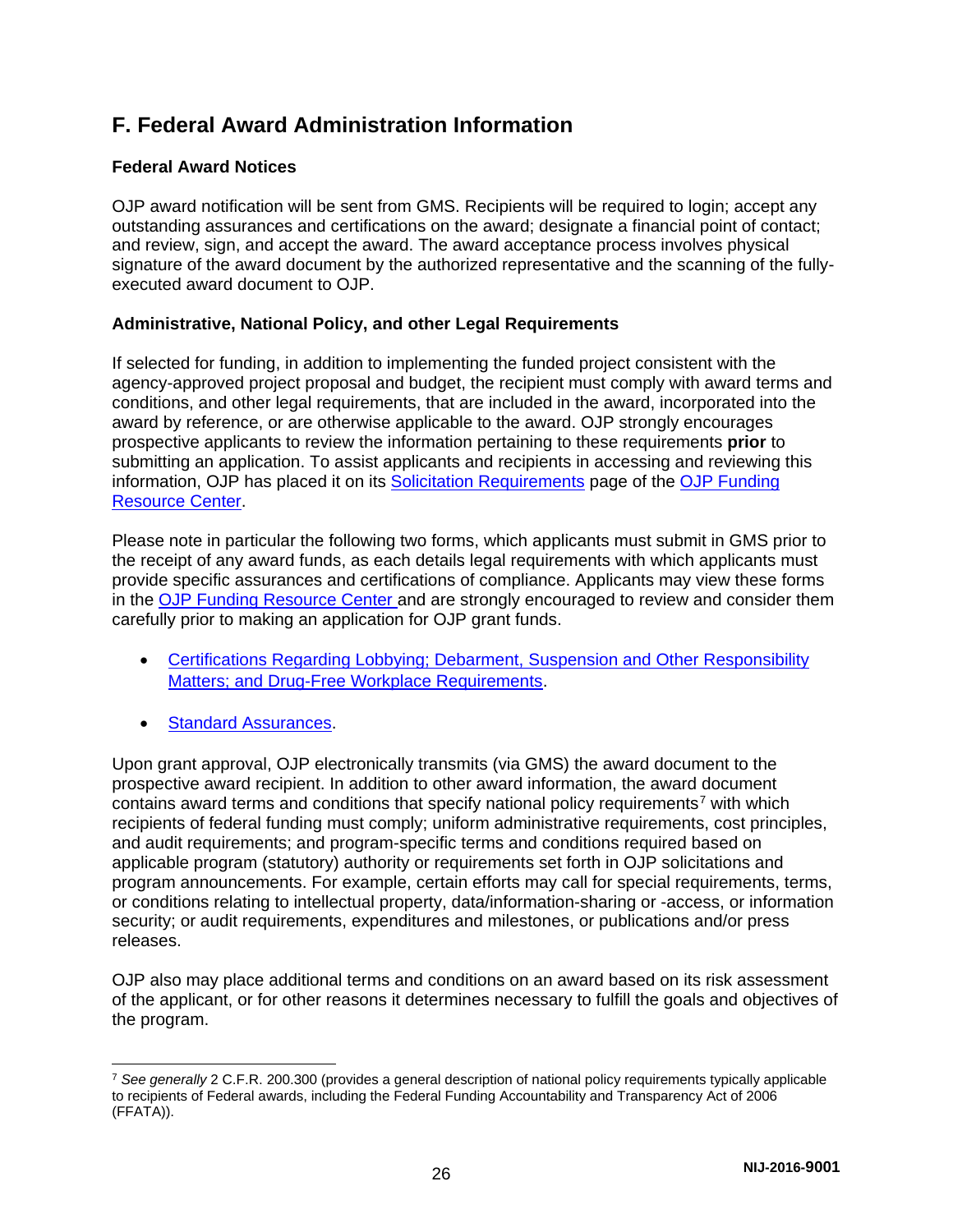## F. Federal Award Administration Information

### Federal Award Notices

OJP award notification will be sent from GMS. Recipients will be required to login; accept any outstanding assurances and certifications on the award; designate a financial point of contact; and review, sign, and accept the award. The award acceptance process involves physical signature of the award document by the authorized representative and the scanning of the fully-executed award document to OJP.

### Administrative, National Policy, and other Legal Requirements

If selected for funding, in addition to implementing the funded project consistent with the agency-approved project proposal and budget, the recipient must comply with award terms and conditions, and other legal requirements, that are included in the award, incorporated into the award by reference, or are otherwise applicable to the award. OJP strongly encourages prospective applicants to review the information pertaining to these requirements **prior** to submitting an application. To assist applicants and recipients in accessing and reviewing this information, OJP has placed it on its Solicitation Requirements page of the OJP Funding Resource Center.

Please note in particular the following two forms, which applicants must submit in GMS prior to the receipt of any award funds, as each details legal requirements with which applicants must provide specific assurances and certifications of compliance. Applicants may view these forms in the OJP Funding Resource Center and are strongly encouraged to review and consider them carefully prior to making an application for OJP grant funds.

- Certifications Regarding Lobbying; Debarment, Suspension and Other Responsibility Matters; and Drug-Free Workplace Requirements.
- Standard Assurances.

Upon grant approval, OJP electronically transmits (via GMS) the award document to the prospective award recipient. In addition to other award information, the award document contains award terms and conditions that specify national policy requirements[7] with which recipients of federal funding must comply; uniform administrative requirements, cost principles, and audit requirements; and program-specific terms and conditions required based on applicable program (statutory) authority or requirements set forth in OJP solicitations and program announcements. For example, certain efforts may call for special requirements, terms, or conditions relating to intellectual property, data/information-sharing or -access, or information security; or audit requirements, expenditures and milestones, or publications and/or press releases.

OJP also may place additional terms and conditions on an award based on its risk assessment of the applicant, or for other reasons it determines necessary to fulfill the goals and objectives of the program.

---

[7] *See generally* 2 C.F.R. 200.300 (provides a general description of national policy requirements typically applicable to recipients of Federal awards, including the Federal Funding Accountability and Transparency Act of 2006 (FFATA)).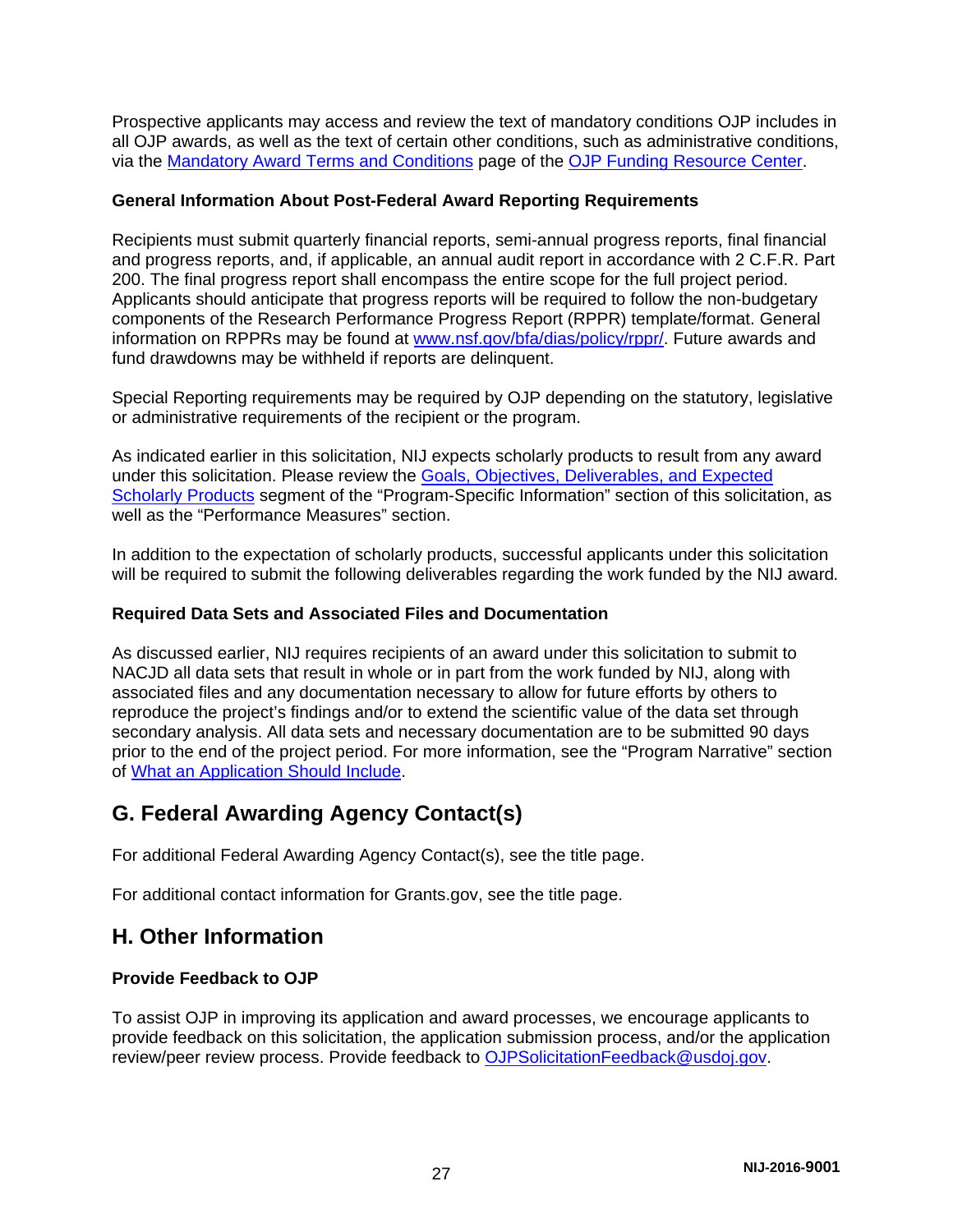Prospective applicants may access and review the text of mandatory conditions OJP includes in all OJP awards, as well as the text of certain other conditions, such as administrative conditions, via the Mandatory Award Terms and Conditions page of the OJP Funding Resource Center.

**General Information About Post-Federal Award Reporting Requirements**

Recipients must submit quarterly financial reports, semi-annual progress reports, final financial and progress reports, and, if applicable, an annual audit report in accordance with 2 C.F.R. Part 200. The final progress report shall encompass the entire scope for the full project period. Applicants should anticipate that progress reports will be required to follow the non-budgetary components of the Research Performance Progress Report (RPPR) template/format. General information on RPPRs may be found at www.nsf.gov/bfa/dias/policy/rppr/. Future awards and fund drawdowns may be withheld if reports are delinquent.

Special Reporting requirements may be required by OJP depending on the statutory, legislative or administrative requirements of the recipient or the program.

As indicated earlier in this solicitation, NIJ expects scholarly products to result from any award under this solicitation. Please review the Goals, Objectives, Deliverables, and Expected Scholarly Products segment of the "Program-Specific Information" section of this solicitation, as well as the "Performance Measures" section.

In addition to the expectation of scholarly products, successful applicants under this solicitation will be required to submit the following deliverables regarding the work funded by the NIJ award*.*

**Required Data Sets and Associated Files and Documentation**

As discussed earlier, NIJ requires recipients of an award under this solicitation to submit to NACJD all data sets that result in whole or in part from the work funded by NIJ, along with associated files and any documentation necessary to allow for future efforts by others to reproduce the project's findings and/or to extend the scientific value of the data set through secondary analysis. All data sets and necessary documentation are to be submitted 90 days prior to the end of the project period. For more information, see the "Program Narrative" section of What an Application Should Include.

## G. Federal Awarding Agency Contact(s)

For additional Federal Awarding Agency Contact(s), see the title page.

For additional contact information for Grants.gov, see the title page.

## H. Other Information

**Provide Feedback to OJP**

To assist OJP in improving its application and award processes, we encourage applicants to provide feedback on this solicitation, the application submission process, and/or the application review/peer review process. Provide feedback to OJPSolicitationFeedback@usdoj.gov.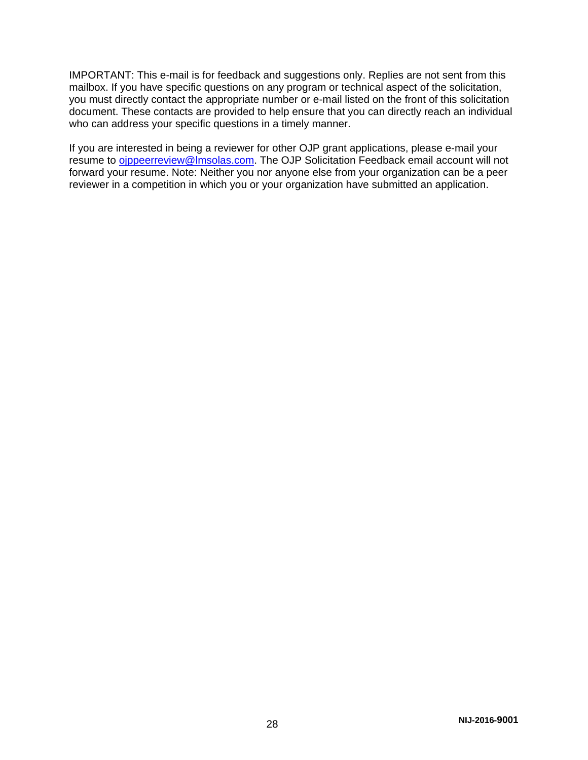IMPORTANT: This e-mail is for feedback and suggestions only. Replies are not sent from this mailbox. If you have specific questions on any program or technical aspect of the solicitation, you must directly contact the appropriate number or e-mail listed on the front of this solicitation document. These contacts are provided to help ensure that you can directly reach an individual who can address your specific questions in a timely manner.

If you are interested in being a reviewer for other OJP grant applications, please e-mail your resume to ojppeerreview@lmsolas.com. The OJP Solicitation Feedback email account will not forward your resume. Note: Neither you nor anyone else from your organization can be a peer reviewer in a competition in which you or your organization have submitted an application.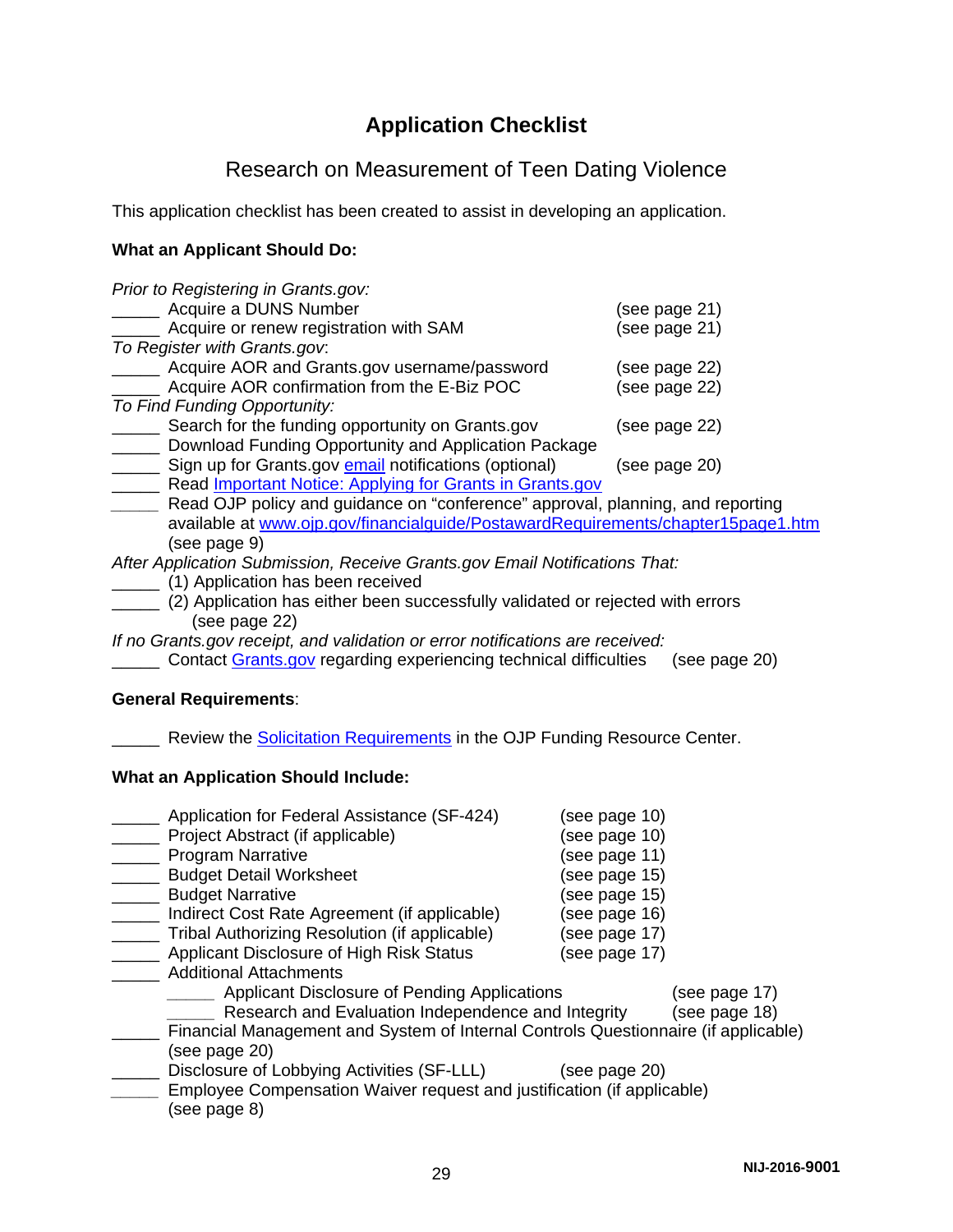# Application Checklist

## Research on Measurement of Teen Dating Violence

This application checklist has been created to assist in developing an application.

**What an Applicant Should Do:**

*Prior to Registering in Grants.gov:*

_____ Acquire a DUNS Number (see page 21)
_____ Acquire or renew registration with SAM (see page 21)

*To Register with Grants.gov*:

_____ Acquire AOR and Grants.gov username/password (see page 22)
_____ Acquire AOR confirmation from the E-Biz POC (see page 22)

*To Find Funding Opportunity:*

_____ Search for the funding opportunity on Grants.gov (see page 22)
_____ Download Funding Opportunity and Application Package
_____ Sign up for Grants.gov email notifications (optional) (see page 20)
_____ Read Important Notice: Applying for Grants in Grants.gov
_____ Read OJP policy and guidance on "conference" approval, planning, and reporting available at www.ojp.gov/financialguide/PostawardRequirements/chapter15page1.htm (see page 9)

*After Application Submission, Receive Grants.gov Email Notifications That:*

_____ (1) Application has been received
_____ (2) Application has either been successfully validated or rejected with errors (see page 22)

*If no Grants.gov receipt, and validation or error notifications are received:*

_____ Contact Grants.gov regarding experiencing technical difficulties (see page 20)

**General Requirements**:

_____ Review the Solicitation Requirements in the OJP Funding Resource Center.

**What an Application Should Include:**

_____ Application for Federal Assistance (SF-424) (see page 10)
_____ Project Abstract (if applicable) (see page 10)
_____ Program Narrative (see page 11)
_____ Budget Detail Worksheet (see page 15)
_____ Budget Narrative (see page 15)
_____ Indirect Cost Rate Agreement (if applicable) (see page 16)
_____ Tribal Authorizing Resolution (if applicable) (see page 17)
_____ Applicant Disclosure of High Risk Status (see page 17)
_____ Additional Attachments

  _____ Applicant Disclosure of Pending Applications (see page 17)
  _____ Research and Evaluation Independence and Integrity (see page 18)

_____ Financial Management and System of Internal Controls Questionnaire (if applicable) (see page 20)
_____ Disclosure of Lobbying Activities (SF-LLL) (see page 20)
_____ Employee Compensation Waiver request and justification (if applicable) (see page 8)